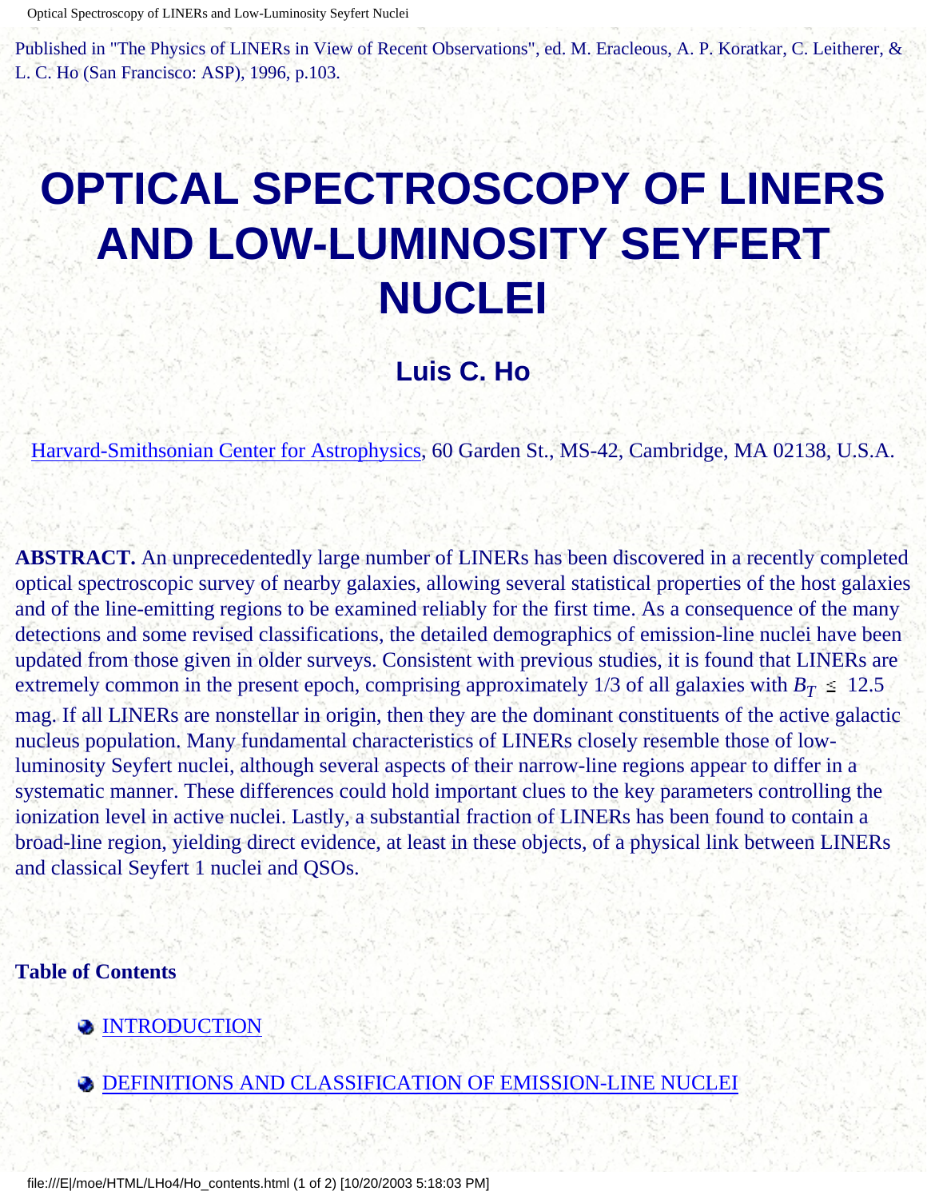Published in "The Physics of LINERs in View of Recent Observations", ed. M. Eracleous, A. P. Koratkar, C. Leitherer, & L. C. Ho (San Francisco: ASP), 1996, p.103.

# OPTICAL SPECTROSCOPY OF LINERS AND LOW-LUMINOSITY SEYFERT NUCLEI

## Luis C. Ho

Harvard-Smithsonian Center for Astrophysics, 60 Garden St., MS-42, Cambridge, MA 02138, U.S.A.

**ABSTRACT.** An unprecedentedly large number of LINERs has been discovered in a recently completed optical spectroscopic survey of nearby galaxies, allowing several statistical properties of the host galaxies and of the line-emitting regions to be examined reliably for the first time. As a consequence of the many detections and some revised classifications, the detailed demographics of emission-line nuclei have been updated from those given in older surveys. Consistent with previous studies, it is found that LINERs are extremely common in the present epoch, comprising approximately 1/3 of all galaxies with $B_T \leq 12.5$ mag. If all LINERs are nonstellar in origin, then they are the dominant constituents of the active galactic nucleus population. Many fundamental characteristics of LINERs closely resemble those of low-luminosity Seyfert nuclei, although several aspects of their narrow-line regions appear to differ in a systematic manner. These differences could hold important clues to the key parameters controlling the ionization level in active nuclei. Lastly, a substantial fraction of LINERs has been found to contain a broad-line region, yielding direct evidence, at least in these objects, of a physical link between LINERs and classical Seyfert 1 nuclei and QSOs.

**Table of Contents**

- INTRODUCTION
- DEFINITIONS AND CLASSIFICATION OF EMISSION-LINE NUCLEI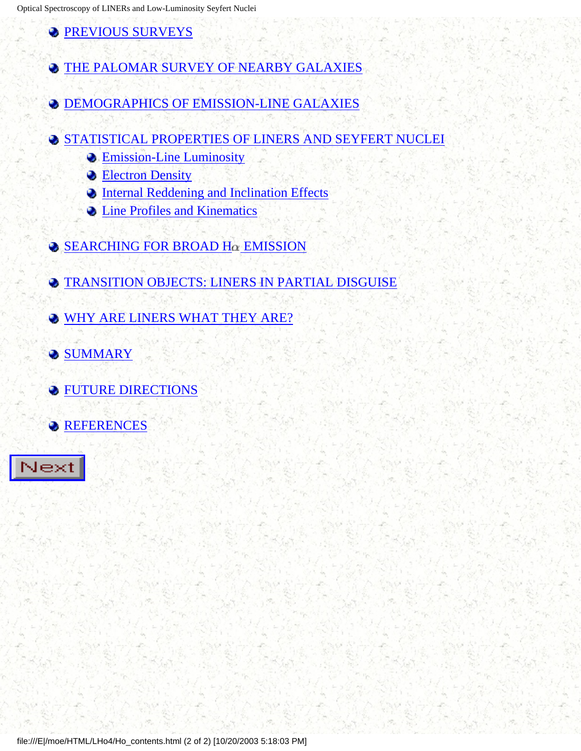- PREVIOUS SURVEYS
- THE PALOMAR SURVEY OF NEARBY GALAXIES
- DEMOGRAPHICS OF EMISSION-LINE GALAXIES
- STATISTICAL PROPERTIES OF LINERS AND SEYFERT NUCLEI
    - Emission-Line Luminosity
    - Electron Density
    - Internal Reddening and Inclination Effects
    - Line Profiles and Kinematics
- SEARCHING FOR BROAD H$\alpha$ EMISSION
- TRANSITION OBJECTS: LINERS IN PARTIAL DISGUISE
- WHY ARE LINERS WHAT THEY ARE?
- SUMMARY
- FUTURE DIRECTIONS
- REFERENCES

Next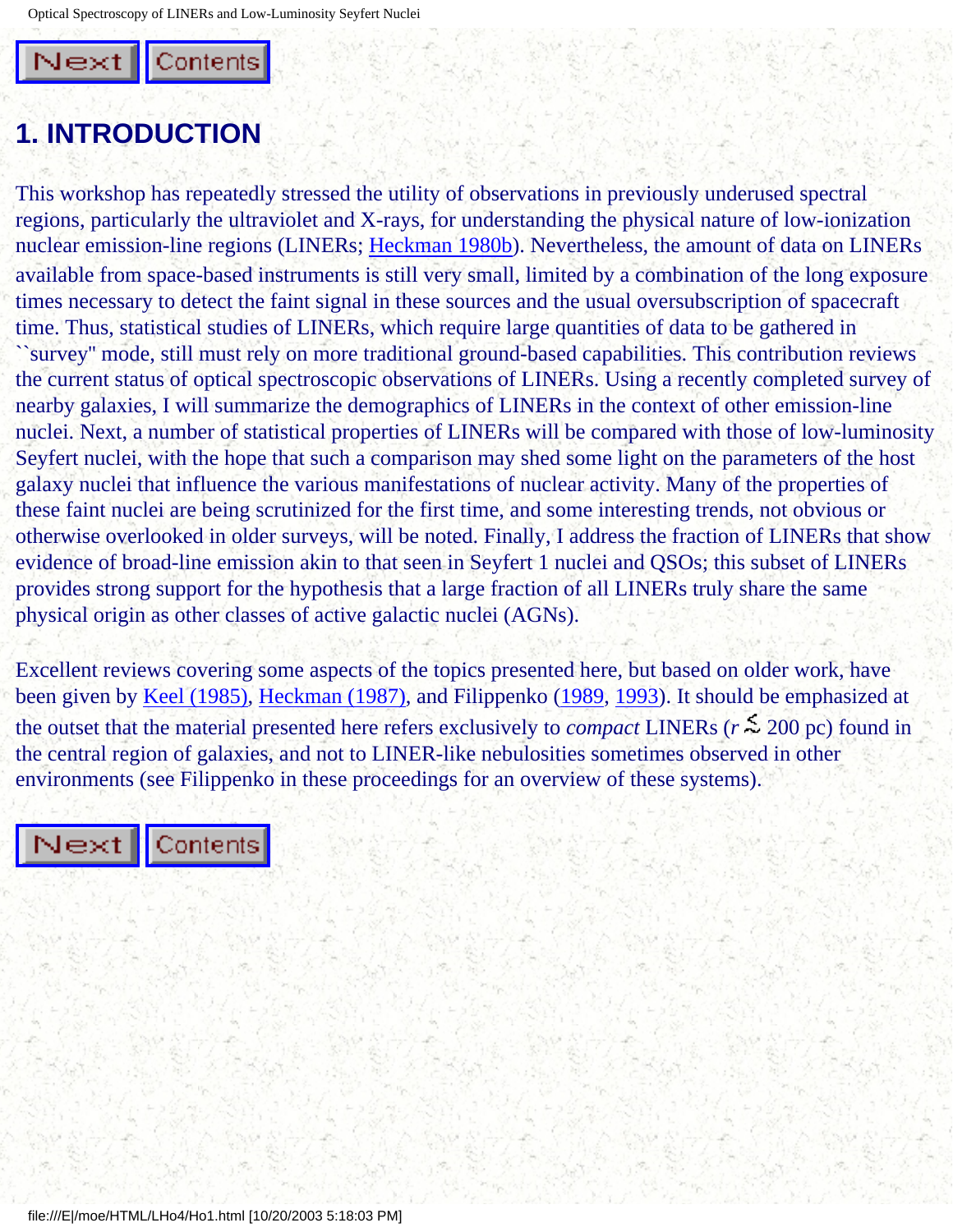# 1. INTRODUCTION

This workshop has repeatedly stressed the utility of observations in previously underused spectral regions, particularly the ultraviolet and X-rays, for understanding the physical nature of low-ionization nuclear emission-line regions (LINERs; Heckman 1980b). Nevertheless, the amount of data on LINERs available from space-based instruments is still very small, limited by a combination of the long exposure times necessary to detect the faint signal in these sources and the usual oversubscription of spacecraft time. Thus, statistical studies of LINERs, which require large quantities of data to be gathered in ``survey'' mode, still must rely on more traditional ground-based capabilities. This contribution reviews the current status of optical spectroscopic observations of LINERs. Using a recently completed survey of nearby galaxies, I will summarize the demographics of LINERs in the context of other emission-line nuclei. Next, a number of statistical properties of LINERs will be compared with those of low-luminosity Seyfert nuclei, with the hope that such a comparison may shed some light on the parameters of the host galaxy nuclei that influence the various manifestations of nuclear activity. Many of the properties of these faint nuclei are being scrutinized for the first time, and some interesting trends, not obvious or otherwise overlooked in older surveys, will be noted. Finally, I address the fraction of LINERs that show evidence of broad-line emission akin to that seen in Seyfert 1 nuclei and QSOs; this subset of LINERs provides strong support for the hypothesis that a large fraction of all LINERs truly share the same physical origin as other classes of active galactic nuclei (AGNs).

Excellent reviews covering some aspects of the topics presented here, but based on older work, have been given by Keel (1985), Heckman (1987), and Filippenko (1989, 1993). It should be emphasized at the outset that the material presented here refers exclusively to *compact* LINERs ($r \lesssim$ 200 pc) found in the central region of galaxies, and not to LINER-like nebulosities sometimes observed in other environments (see Filippenko in these proceedings for an overview of these systems).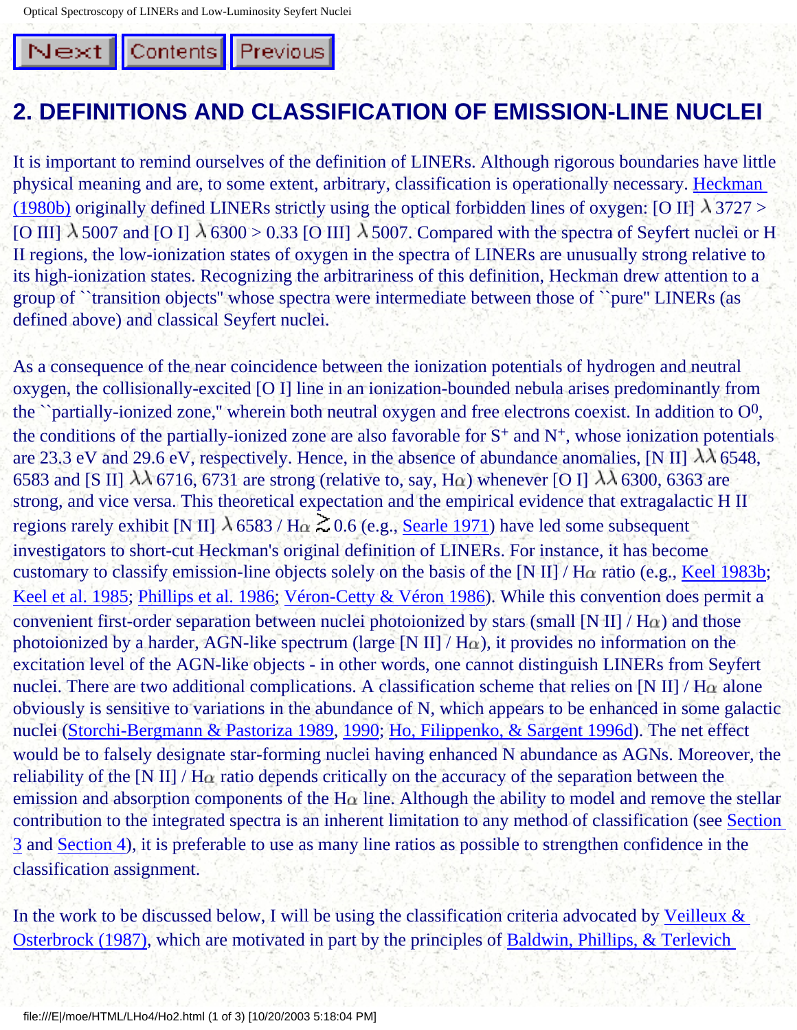## 2. DEFINITIONS AND CLASSIFICATION OF EMISSION-LINE NUCLEI

It is important to remind ourselves of the definition of LINERs. Although rigorous boundaries have little physical meaning and are, to some extent, arbitrary, classification is operationally necessary. Heckman (1980b) originally defined LINERs strictly using the optical forbidden lines of oxygen: [O II] $\lambda$ 3727 > [O III] $\lambda$ 5007 and [O I] $\lambda$ 6300 > 0.33 [O III] $\lambda$ 5007. Compared with the spectra of Seyfert nuclei or H II regions, the low-ionization states of oxygen in the spectra of LINERs are unusually strong relative to its high-ionization states. Recognizing the arbitrariness of this definition, Heckman drew attention to a group of "transition objects" whose spectra were intermediate between those of "pure" LINERs (as defined above) and classical Seyfert nuclei.

As a consequence of the near coincidence between the ionization potentials of hydrogen and neutral oxygen, the collisionally-excited [O I] line in an ionization-bounded nebula arises predominantly from the "partially-ionized zone," wherein both neutral oxygen and free electrons coexist. In addition to $O^0$, the conditions of the partially-ionized zone are also favorable for $S^+$ and $N^+$, whose ionization potentials are 23.3 eV and 29.6 eV, respectively. Hence, in the absence of abundance anomalies, [N II] $\lambda\lambda$ 6548, 6583 and [S II] $\lambda\lambda$ 6716, 6731 are strong (relative to, say, H$\alpha$) whenever [O I] $\lambda\lambda$ 6300, 6363 are strong, and vice versa. This theoretical expectation and the empirical evidence that extragalactic H II regions rarely exhibit [N II] $\lambda$ 6583 / H$\alpha$ $\gtrsim$ 0.6 (e.g., Searle 1971) have led some subsequent investigators to short-cut Heckman's original definition of LINERs. For instance, it has become customary to classify emission-line objects solely on the basis of the [N II] / H$\alpha$ ratio (e.g., Keel 1983b; Keel et al. 1985; Phillips et al. 1986; Véron-Cetty & Véron 1986). While this convention does permit a convenient first-order separation between nuclei photoionized by stars (small [N II] / H$\alpha$) and those photoionized by a harder, AGN-like spectrum (large [N II] / H$\alpha$), it provides no information on the excitation level of the AGN-like objects - in other words, one cannot distinguish LINERs from Seyfert nuclei. There are two additional complications. A classification scheme that relies on [N II] / H$\alpha$ alone obviously is sensitive to variations in the abundance of N, which appears to be enhanced in some galactic nuclei (Storchi-Bergmann & Pastoriza 1989, 1990; Ho, Filippenko, & Sargent 1996d). The net effect would be to falsely designate star-forming nuclei having enhanced N abundance as AGNs. Moreover, the reliability of the [N II] / H$\alpha$ ratio depends critically on the accuracy of the separation between the emission and absorption components of the H$\alpha$ line. Although the ability to model and remove the stellar contribution to the integrated spectra is an inherent limitation to any method of classification (see Section 3 and Section 4), it is preferable to use as many line ratios as possible to strengthen confidence in the classification assignment.

In the work to be discussed below, I will be using the classification criteria advocated by Veilleux & Osterbrock (1987), which are motivated in part by the principles of Baldwin, Phillips, & Terlevich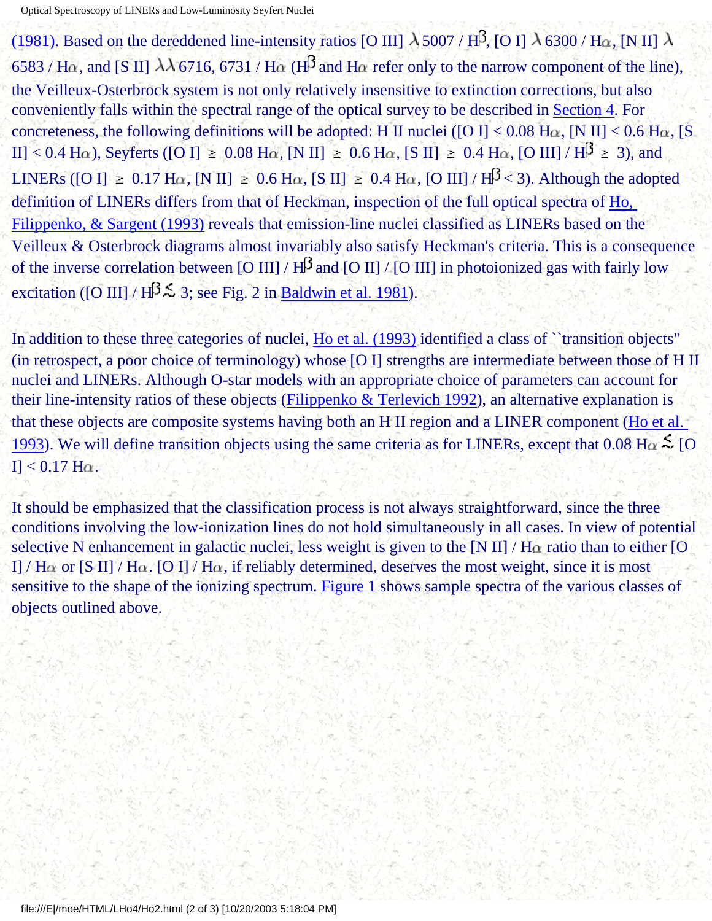(1981). Based on the dereddened line-intensity ratios [O III] $\lambda$5007 / H$\beta$, [O I] $\lambda$6300 / H$\alpha$, [N II] $\lambda$ 6583 / H$\alpha$, and [S II] $\lambda\lambda$6716, 6731 / H$\alpha$ (H$\beta$ and H$\alpha$ refer only to the narrow component of the line), the Veilleux-Osterbrock system is not only relatively insensitive to extinction corrections, but also conveniently falls within the spectral range of the optical survey to be described in Section 4. For concreteness, the following definitions will be adopted: H II nuclei ([O I] < 0.08 H$\alpha$, [N II] < 0.6 H$\alpha$, [S II] < 0.4 H$\alpha$), Seyferts ([O I] $\geq$ 0.08 H$\alpha$, [N II] $\geq$ 0.6 H$\alpha$, [S II] $\geq$ 0.4 H$\alpha$, [O III] / H$\beta$ $\geq$ 3), and LINERs ([O I] $\geq$ 0.17 H$\alpha$, [N II] $\geq$ 0.6 H$\alpha$, [S II] $\geq$ 0.4 H$\alpha$, [O III] / H$\beta$ < 3). Although the adopted definition of LINERs differs from that of Heckman, inspection of the full optical spectra of Ho, Filippenko, & Sargent (1993) reveals that emission-line nuclei classified as LINERs based on the Veilleux & Osterbrock diagrams almost invariably also satisfy Heckman's criteria. This is a consequence of the inverse correlation between [O III] / H$\beta$ and [O II] / [O III] in photoionized gas with fairly low excitation ([O III] / H$\beta$ $\lesssim$ 3; see Fig. 2 in Baldwin et al. 1981).

In addition to these three categories of nuclei, Ho et al. (1993) identified a class of ``transition objects'' (in retrospect, a poor choice of terminology) whose [O I] strengths are intermediate between those of H II nuclei and LINERs. Although O-star models with an appropriate choice of parameters can account for their line-intensity ratios of these objects (Filippenko & Terlevich 1992), an alternative explanation is that these objects are composite systems having both an H II region and a LINER component (Ho et al. 1993). We will define transition objects using the same criteria as for LINERs, except that 0.08 H$\alpha$ $\lesssim$ [O I] < 0.17 H$\alpha$.

It should be emphasized that the classification process is not always straightforward, since the three conditions involving the low-ionization lines do not hold simultaneously in all cases. In view of potential selective N enhancement in galactic nuclei, less weight is given to the [N II] / H$\alpha$ ratio than to either [O I] / H$\alpha$ or [S II] / H$\alpha$. [O I] / H$\alpha$, if reliably determined, deserves the most weight, since it is most sensitive to the shape of the ionizing spectrum. Figure 1 shows sample spectra of the various classes of objects outlined above.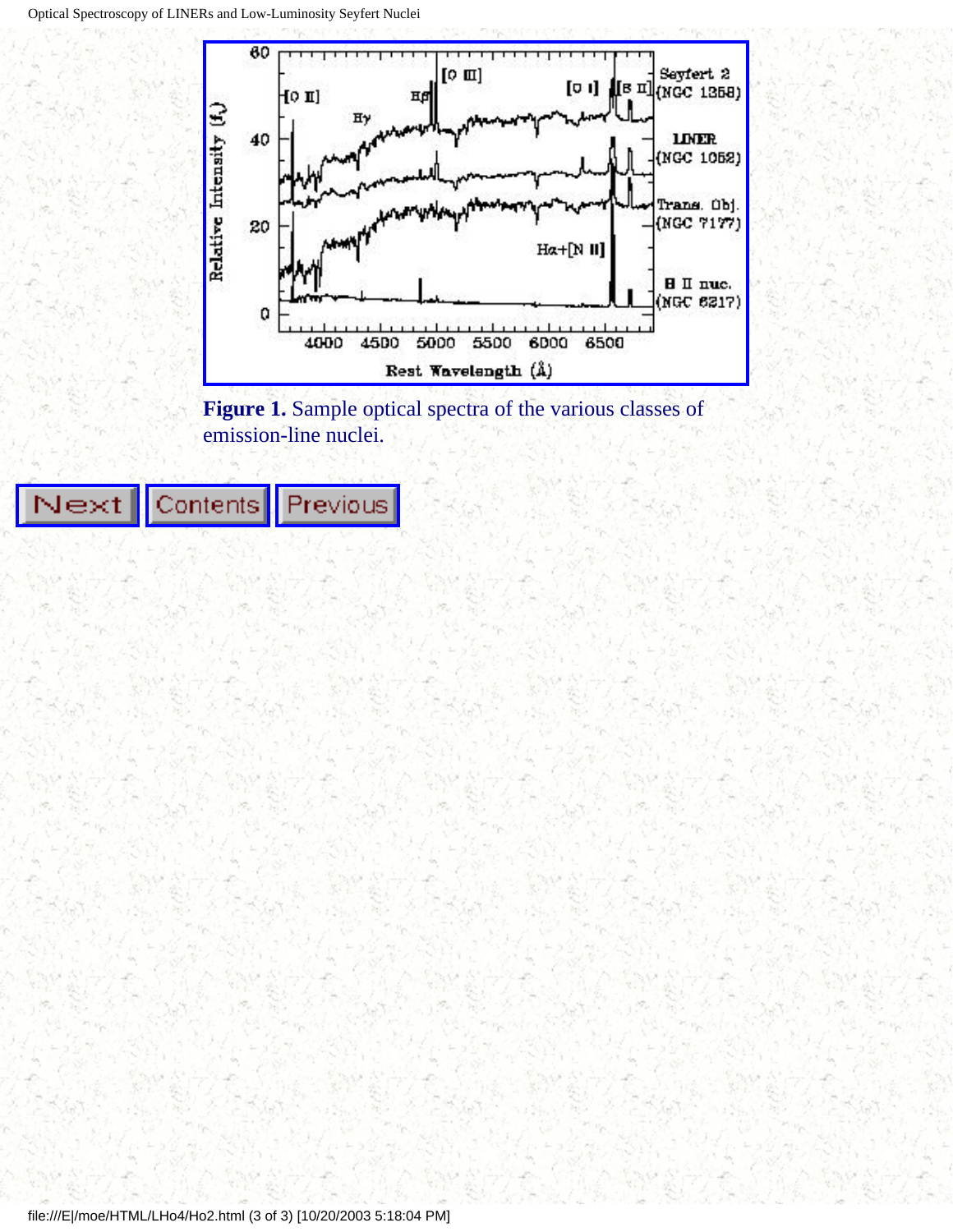**Figure 1.** Sample optical spectra of the various classes of emission-line nuclei.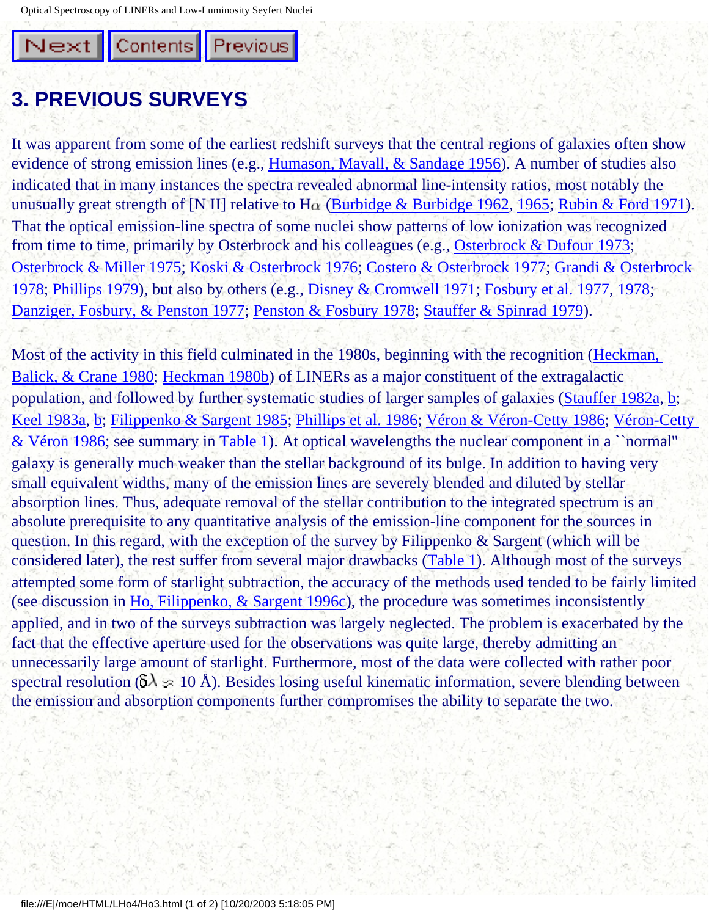# 3. PREVIOUS SURVEYS

It was apparent from some of the earliest redshift surveys that the central regions of galaxies often show evidence of strong emission lines (e.g., Humason, Mayall, & Sandage 1956). A number of studies also indicated that in many instances the spectra revealed abnormal line-intensity ratios, most notably the unusually great strength of [N II] relative to H$\alpha$ (Burbidge & Burbidge 1962, 1965; Rubin & Ford 1971). That the optical emission-line spectra of some nuclei show patterns of low ionization was recognized from time to time, primarily by Osterbrock and his colleagues (e.g., Osterbrock & Dufour 1973; Osterbrock & Miller 1975; Koski & Osterbrock 1976; Costero & Osterbrock 1977; Grandi & Osterbrock 1978; Phillips 1979), but also by others (e.g., Disney & Cromwell 1971; Fosbury et al. 1977, 1978; Danziger, Fosbury, & Penston 1977; Penston & Fosbury 1978; Stauffer & Spinrad 1979).

Most of the activity in this field culminated in the 1980s, beginning with the recognition (Heckman, Balick, & Crane 1980; Heckman 1980b) of LINERs as a major constituent of the extragalactic population, and followed by further systematic studies of larger samples of galaxies (Stauffer 1982a, b; Keel 1983a, b; Filippenko & Sargent 1985; Phillips et al. 1986; Véron & Véron-Cetty 1986; Véron-Cetty & Véron 1986; see summary in Table 1). At optical wavelengths the nuclear component in a ``normal'' galaxy is generally much weaker than the stellar background of its bulge. In addition to having very small equivalent widths, many of the emission lines are severely blended and diluted by stellar absorption lines. Thus, adequate removal of the stellar contribution to the integrated spectrum is an absolute prerequisite to any quantitative analysis of the emission-line component for the sources in question. In this regard, with the exception of the survey by Filippenko & Sargent (which will be considered later), the rest suffer from several major drawbacks (Table 1). Although most of the surveys attempted some form of starlight subtraction, the accuracy of the methods used tended to be fairly limited (see discussion in Ho, Filippenko, & Sargent 1996c), the procedure was sometimes inconsistently applied, and in two of the surveys subtraction was largely neglected. The problem is exacerbated by the fact that the effective aperture used for the observations was quite large, thereby admitting an unnecessarily large amount of starlight. Furthermore, most of the data were collected with rather poor spectral resolution ($\delta\lambda \approx$ 10 Å). Besides losing useful kinematic information, severe blending between the emission and absorption components further compromises the ability to separate the two.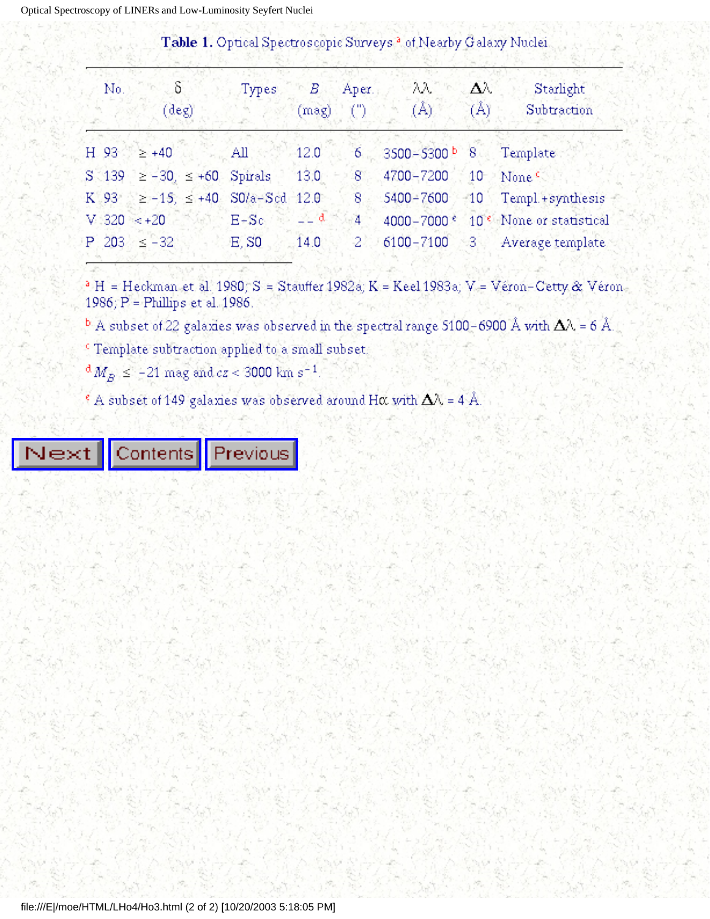**Table 1.** Optical Spectroscopic Surveys [a] of Nearby Galaxy Nuclei

| | No. | $\delta$ (deg) | Types | $B$ (mag) | Aper. (") | $\lambda\lambda$ (Å) | $\Delta\lambda$ (Å) | Starlight Subtraction |
|---|---|---|---|---|---|---|---|---|
| H | 93 | $\geq +40$ | All | 12.0 | 6 | 3500–5300 [b] | 8 | Template |
| S | 139 | $\geq -30$, $\leq +60$ | Spirals | 13.0 | 8 | 4700–7200 | 10 | None [c] |
| K | 93 | $\geq -15$, $\leq +40$ | S0/a–Scd | 12.0 | 8 | 5400–7600 | 10 | Templ.+synthesis |
| V | 320 | $< +20$ | E–Sc | -- [d] | 4 | 4000–7000 [e] | 10 [e] | None or statistical |
| P | 203 | $\leq -32$ | E, S0 | 14.0 | 2 | 6100–7100 | 3 | Average template |

[a] H = Heckman et al. 1980; S = Stauffer 1982a; K = Keel 1983a; V = Véron-Cetty & Véron 1986; P = Phillips et al. 1986.

[b] A subset of 22 galaxies was observed in the spectral range 5100–6900 Å with $\Delta\lambda$ = 6 Å.

[c] Template subtraction applied to a small subset.

[d] $M_B \leq -21$ mag and $cz < 3000$ km s$^{-1}$.

[e] A subset of 149 galaxies was observed around H$\alpha$ with $\Delta\lambda$ = 4 Å.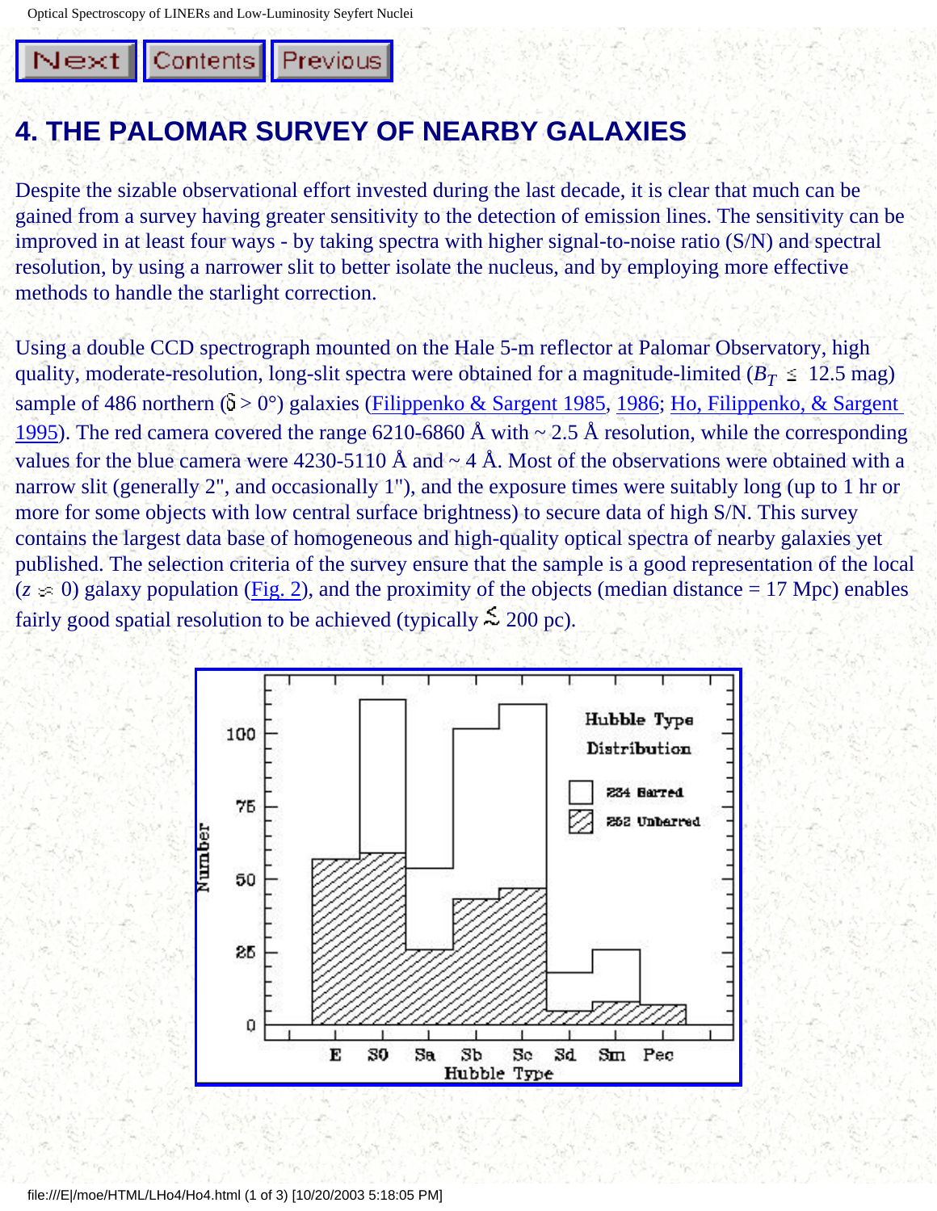# 4. THE PALOMAR SURVEY OF NEARBY GALAXIES

Despite the sizable observational effort invested during the last decade, it is clear that much can be gained from a survey having greater sensitivity to the detection of emission lines. The sensitivity can be improved in at least four ways - by taking spectra with higher signal-to-noise ratio (S/N) and spectral resolution, by using a narrower slit to better isolate the nucleus, and by employing more effective methods to handle the starlight correction.

Using a double CCD spectrograph mounted on the Hale 5-m reflector at Palomar Observatory, high quality, moderate-resolution, long-slit spectra were obtained for a magnitude-limited ($B_T \leq$ 12.5 mag) sample of 486 northern ($\delta > 0°$) galaxies (Filippenko & Sargent 1985, 1986; Ho, Filippenko, & Sargent 1995). The red camera covered the range 6210-6860 Å with ~ 2.5 Å resolution, while the corresponding values for the blue camera were 4230-5110 Å and ~ 4 Å. Most of the observations were obtained with a narrow slit (generally 2", and occasionally 1"), and the exposure times were suitably long (up to 1 hr or more for some objects with low central surface brightness) to secure data of high S/N. This survey contains the largest data base of homogeneous and high-quality optical spectra of nearby galaxies yet published. The selection criteria of the survey ensure that the sample is a good representation of the local ($z \approx 0$) galaxy population (Fig. 2), and the proximity of the objects (median distance = 17 Mpc) enables fairly good spatial resolution to be achieved (typically $\lesssim$ 200 pc).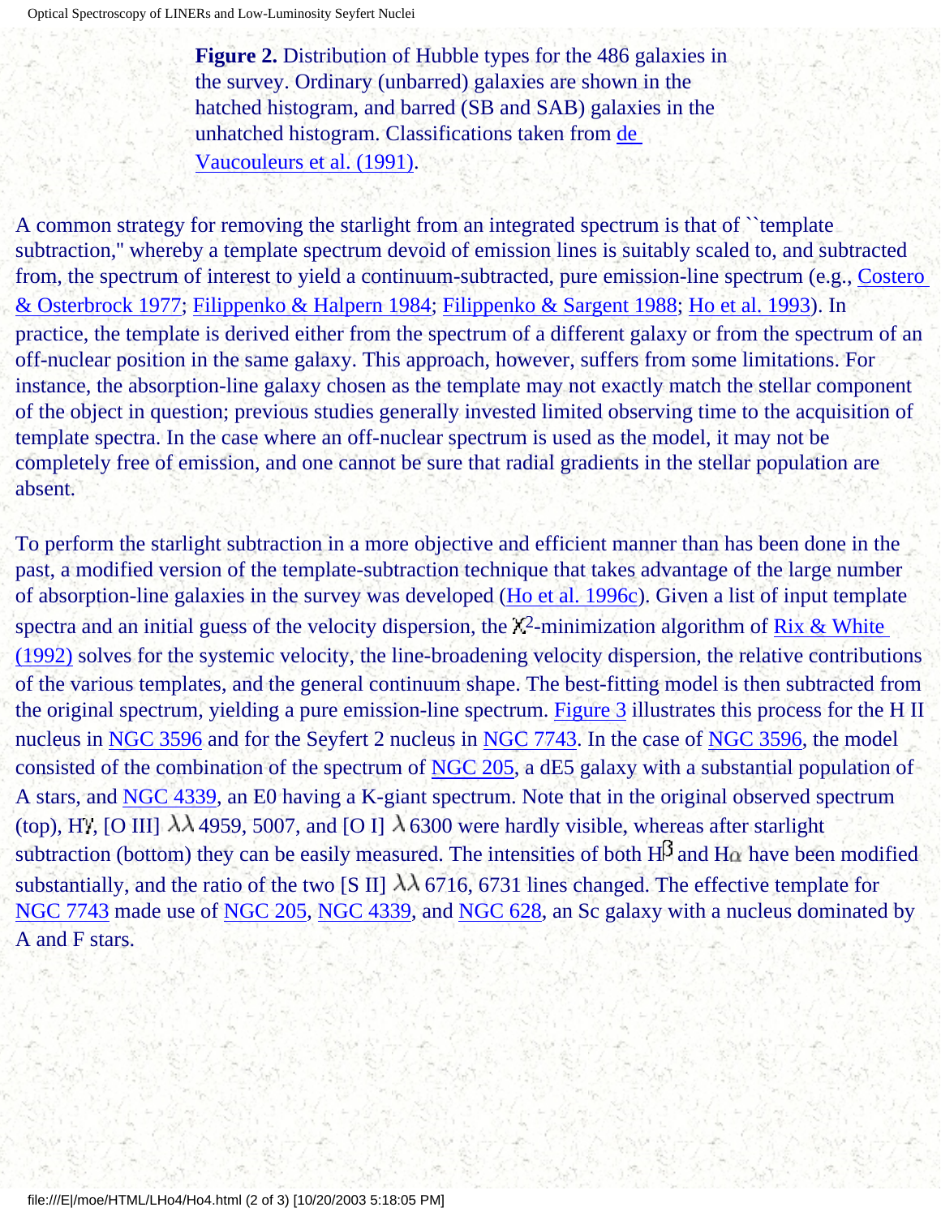**Figure 2.** Distribution of Hubble types for the 486 galaxies in the survey. Ordinary (unbarred) galaxies are shown in the hatched histogram, and barred (SB and SAB) galaxies in the unhatched histogram. Classifications taken from de Vaucouleurs et al. (1991).

A common strategy for removing the starlight from an integrated spectrum is that of ``template subtraction,'' whereby a template spectrum devoid of emission lines is suitably scaled to, and subtracted from, the spectrum of interest to yield a continuum-subtracted, pure emission-line spectrum (e.g., Costero & Osterbrock 1977; Filippenko & Halpern 1984; Filippenko & Sargent 1988; Ho et al. 1993). In practice, the template is derived either from the spectrum of a different galaxy or from the spectrum of an off-nuclear position in the same galaxy. This approach, however, suffers from some limitations. For instance, the absorption-line galaxy chosen as the template may not exactly match the stellar component of the object in question; previous studies generally invested limited observing time to the acquisition of template spectra. In the case where an off-nuclear spectrum is used as the model, it may not be completely free of emission, and one cannot be sure that radial gradients in the stellar population are absent.

To perform the starlight subtraction in a more objective and efficient manner than has been done in the past, a modified version of the template-subtraction technique that takes advantage of the large number of absorption-line galaxies in the survey was developed (Ho et al. 1996c). Given a list of input template spectra and an initial guess of the velocity dispersion, the $\chi^2$-minimization algorithm of Rix & White (1992) solves for the systemic velocity, the line-broadening velocity dispersion, the relative contributions of the various templates, and the general continuum shape. The best-fitting model is then subtracted from the original spectrum, yielding a pure emission-line spectrum. Figure 3 illustrates this process for the H II nucleus in NGC 3596 and for the Seyfert 2 nucleus in NGC 7743. In the case of NGC 3596, the model consisted of the combination of the spectrum of NGC 205, a dE5 galaxy with a substantial population of A stars, and NGC 4339, an E0 having a K-giant spectrum. Note that in the original observed spectrum (top), H$\gamma$, [O III] $\lambda\lambda$ 4959, 5007, and [O I] $\lambda$ 6300 were hardly visible, whereas after starlight subtraction (bottom) they can be easily measured. The intensities of both H$\beta$ and H$\alpha$ have been modified substantially, and the ratio of the two [S II] $\lambda\lambda$ 6716, 6731 lines changed. The effective template for NGC 7743 made use of NGC 205, NGC 4339, and NGC 628, an Sc galaxy with a nucleus dominated by A and F stars.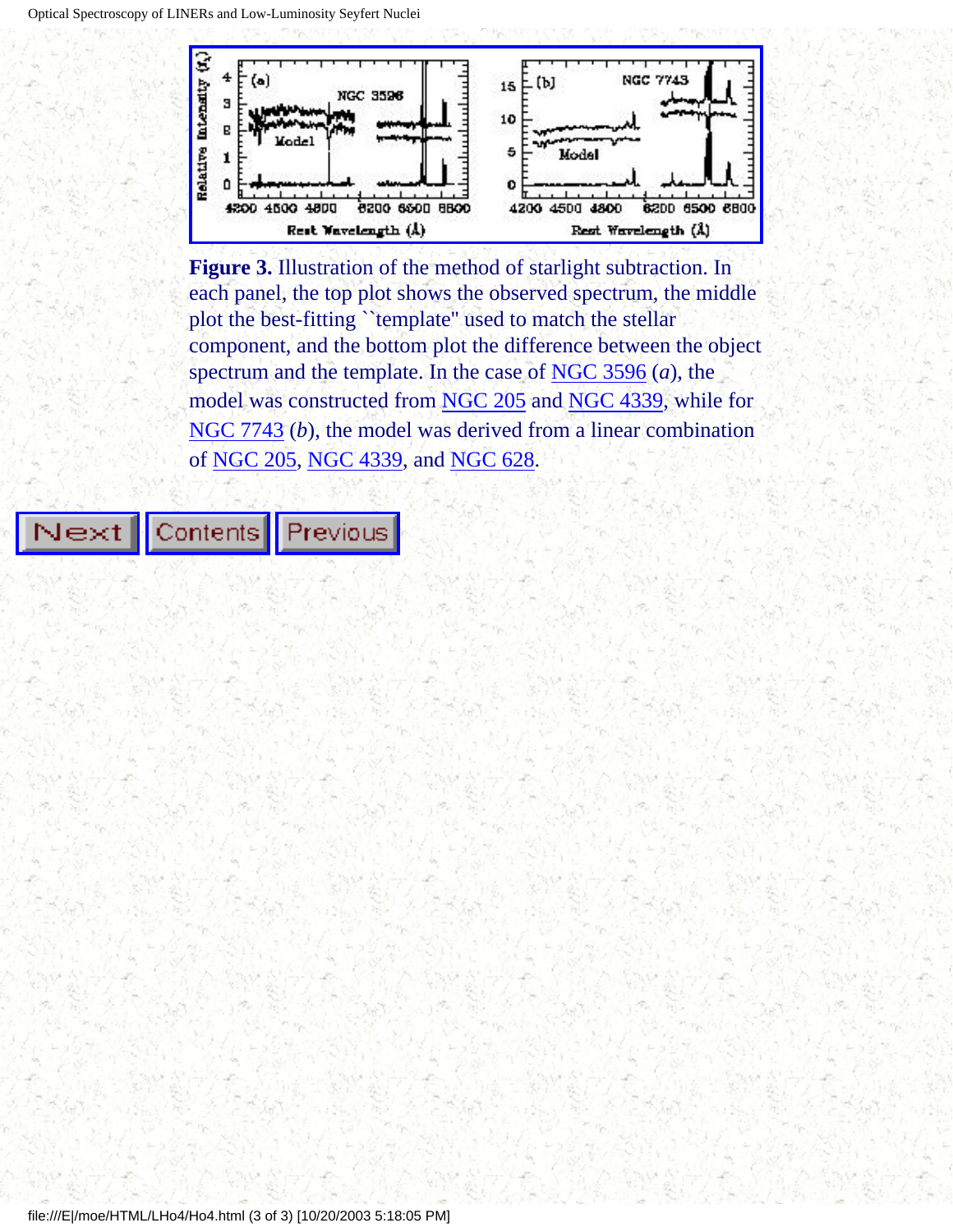**Figure 3.** Illustration of the method of starlight subtraction. In each panel, the top plot shows the observed spectrum, the middle plot the best-fitting ``template'' used to match the stellar component, and the bottom plot the difference between the object spectrum and the template. In the case of NGC 3596 (*a*), the model was constructed from NGC 205 and NGC 4339, while for NGC 7743 (*b*), the model was derived from a linear combination of NGC 205, NGC 4339, and NGC 628.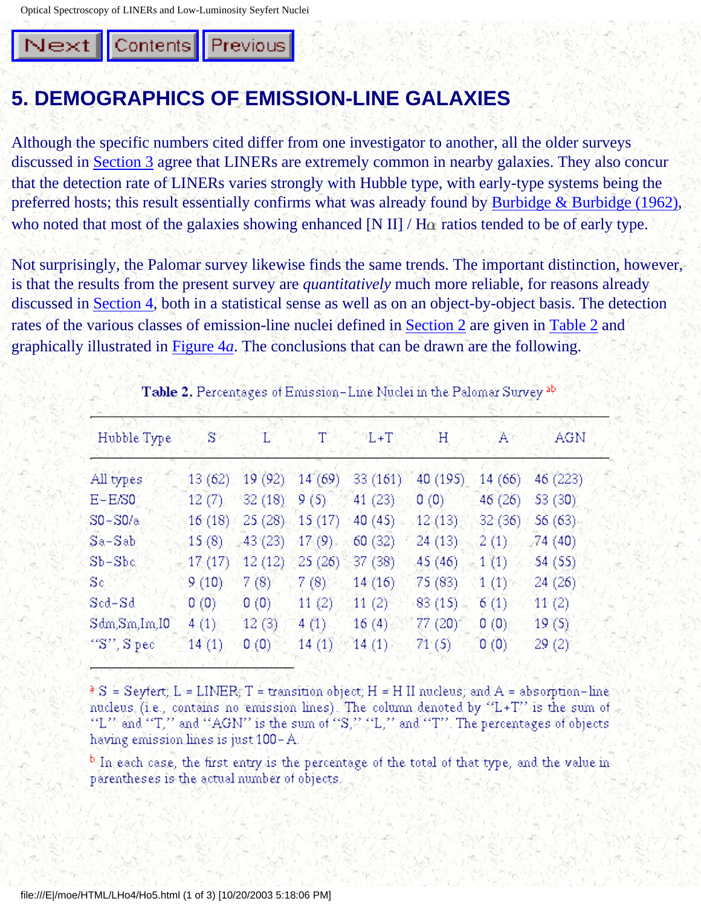# 5. DEMOGRAPHICS OF EMISSION-LINE GALAXIES

Although the specific numbers cited differ from one investigator to another, all the older surveys discussed in Section 3 agree that LINERs are extremely common in nearby galaxies. They also concur that the detection rate of LINERs varies strongly with Hubble type, with early-type systems being the preferred hosts; this result essentially confirms what was already found by Burbidge & Burbidge (1962), who noted that most of the galaxies showing enhanced [N II] / H$\alpha$ ratios tended to be of early type.

Not surprisingly, the Palomar survey likewise finds the same trends. The important distinction, however, is that the results from the present survey are *quantitatively* much more reliable, for reasons already discussed in Section 4, both in a statistical sense as well as on an object-by-object basis. The detection rates of the various classes of emission-line nuclei defined in Section 2 are given in Table 2 and graphically illustrated in Figure 4*a*. The conclusions that can be drawn are the following.

**Table 2.** Percentages of Emission-Line Nuclei in the Palomar Survey [a,b]

| Hubble Type | S | L | T | L+T | H | A | AGN |
|---|---|---|---|---|---|---|---|
| All types | 13 (62) | 19 (92) | 14 (69) | 33 (161) | 40 (195) | 14 (66) | 46 (223) |
| E–E/S0 | 12 (7) | 32 (18) | 9 (5) | 41 (23) | 0 (0) | 46 (26) | 53 (30) |
| S0–S0/a | 16 (18) | 25 (28) | 15 (17) | 40 (45) | 12 (13) | 32 (36) | 56 (63) |
| Sa–Sab | 15 (8) | 43 (23) | 17 (9) | 60 (32) | 24 (13) | 2 (1) | 74 (40) |
| Sb–Sbc | 17 (17) | 12 (12) | 25 (26) | 37 (38) | 45 (46) | 1 (1) | 54 (55) |
| Sc | 9 (10) | 7 (8) | 7 (8) | 14 (16) | 75 (83) | 1 (1) | 24 (26) |
| Scd–Sd | 0 (0) | 0 (0) | 11 (2) | 11 (2) | 83 (15) | 6 (1) | 11 (2) |
| Sdm,Sm,Im,I0 | 4 (1) | 12 (3) | 4 (1) | 16 (4) | 77 (20) | 0 (0) | 19 (5) |
| "S", S pec | 14 (1) | 0 (0) | 14 (1) | 14 (1) | 71 (5) | 0 (0) | 29 (2) |

[a] S = Seyfert; L = LINER; T = transition object; H = H II nucleus; and A = absorption-line nucleus (i.e., contains no emission lines). The column denoted by "L+T" is the sum of "L" and "T," and "AGN" is the sum of "S," "L," and "T". The percentages of objects having emission lines is just 100 – A.

[b] In each case, the first entry is the percentage of the total of that type, and the value in parentheses is the actual number of objects.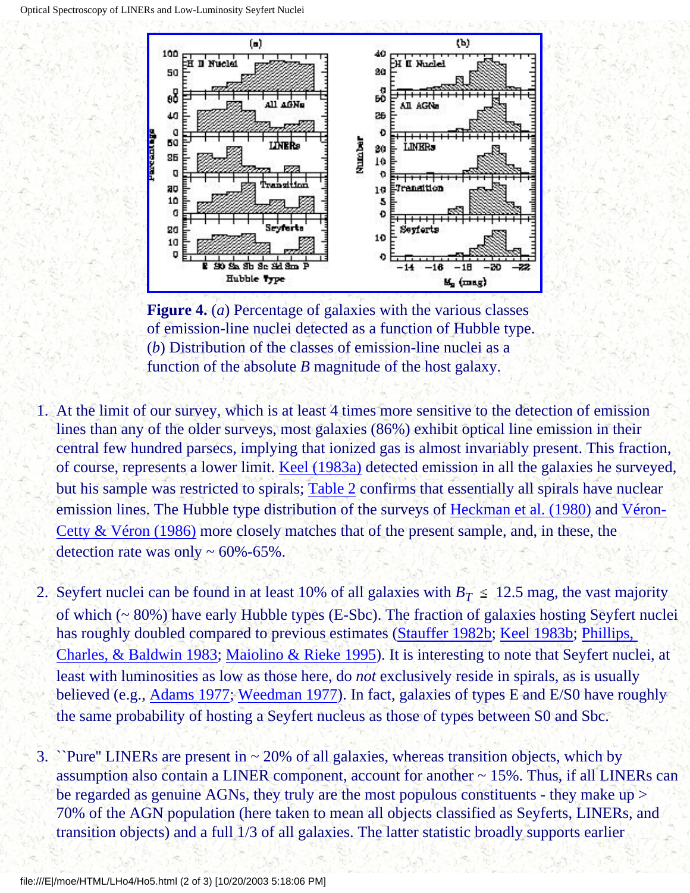**Figure 4.** (*a*) Percentage of galaxies with the various classes of emission-line nuclei detected as a function of Hubble type. (*b*) Distribution of the classes of emission-line nuclei as a function of the absolute *B* magnitude of the host galaxy.

1. At the limit of our survey, which is at least 4 times more sensitive to the detection of emission lines than any of the older surveys, most galaxies (86%) exhibit optical line emission in their central few hundred parsecs, implying that ionized gas is almost invariably present. This fraction, of course, represents a lower limit. Keel (1983a) detected emission in all the galaxies he surveyed, but his sample was restricted to spirals; Table 2 confirms that essentially all spirals have nuclear emission lines. The Hubble type distribution of the surveys of Heckman et al. (1980) and Véron-Cetty & Véron (1986) more closely matches that of the present sample, and, in these, the detection rate was only ~ 60%-65%.

2. Seyfert nuclei can be found in at least 10% of all galaxies with $B_T \leq 12.5$ mag, the vast majority of which (~ 80%) have early Hubble types (E-Sbc). The fraction of galaxies hosting Seyfert nuclei has roughly doubled compared to previous estimates (Stauffer 1982b; Keel 1983b; Phillips, Charles, & Baldwin 1983; Maiolino & Rieke 1995). It is interesting to note that Seyfert nuclei, at least with luminosities as low as those here, do *not* exclusively reside in spirals, as is usually believed (e.g., Adams 1977; Weedman 1977). In fact, galaxies of types E and E/S0 have roughly the same probability of hosting a Seyfert nucleus as those of types between S0 and Sbc.

3. ``Pure'' LINERs are present in ~ 20% of all galaxies, whereas transition objects, which by assumption also contain a LINER component, account for another ~ 15%. Thus, if all LINERs can be regarded as genuine AGNs, they truly are the most populous constituents - they make up > 70% of the AGN population (here taken to mean all objects classified as Seyferts, LINERs, and transition objects) and a full 1/3 of all galaxies. The latter statistic broadly supports earlier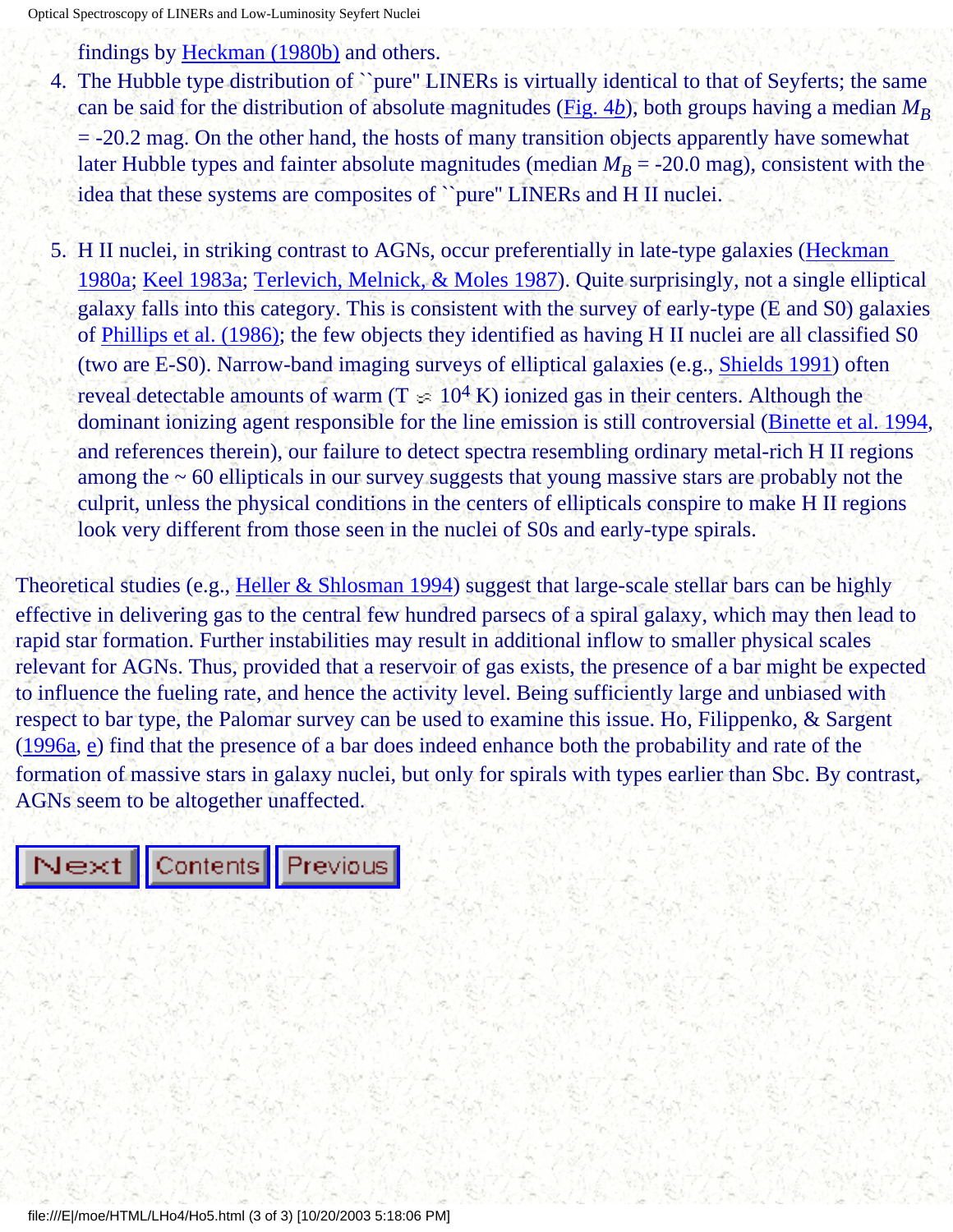findings by Heckman (1980b) and others.

4. The Hubble type distribution of ``pure" LINERs is virtually identical to that of Seyferts; the same can be said for the distribution of absolute magnitudes (Fig. 4*b*), both groups having a median $M_B$ = -20.2 mag. On the other hand, the hosts of many transition objects apparently have somewhat later Hubble types and fainter absolute magnitudes (median $M_B$ = -20.0 mag), consistent with the idea that these systems are composites of ``pure" LINERs and H II nuclei.

5. H II nuclei, in striking contrast to AGNs, occur preferentially in late-type galaxies (Heckman 1980a; Keel 1983a; Terlevich, Melnick, & Moles 1987). Quite surprisingly, not a single elliptical galaxy falls into this category. This is consistent with the survey of early-type (E and S0) galaxies of Phillips et al. (1986); the few objects they identified as having H II nuclei are all classified S0 (two are E-S0). Narrow-band imaging surveys of elliptical galaxies (e.g., Shields 1991) often reveal detectable amounts of warm ($T \approx 10^4$ K) ionized gas in their centers. Although the dominant ionizing agent responsible for the line emission is still controversial (Binette et al. 1994, and references therein), our failure to detect spectra resembling ordinary metal-rich H II regions among the ~ 60 ellipticals in our survey suggests that young massive stars are probably not the culprit, unless the physical conditions in the centers of ellipticals conspire to make H II regions look very different from those seen in the nuclei of S0s and early-type spirals.

Theoretical studies (e.g., Heller & Shlosman 1994) suggest that large-scale stellar bars can be highly effective in delivering gas to the central few hundred parsecs of a spiral galaxy, which may then lead to rapid star formation. Further instabilities may result in additional inflow to smaller physical scales relevant for AGNs. Thus, provided that a reservoir of gas exists, the presence of a bar might be expected to influence the fueling rate, and hence the activity level. Being sufficiently large and unbiased with respect to bar type, the Palomar survey can be used to examine this issue. Ho, Filippenko, & Sargent (1996a, e) find that the presence of a bar does indeed enhance both the probability and rate of the formation of massive stars in galaxy nuclei, but only for spirals with types earlier than Sbc. By contrast, AGNs seem to be altogether unaffected.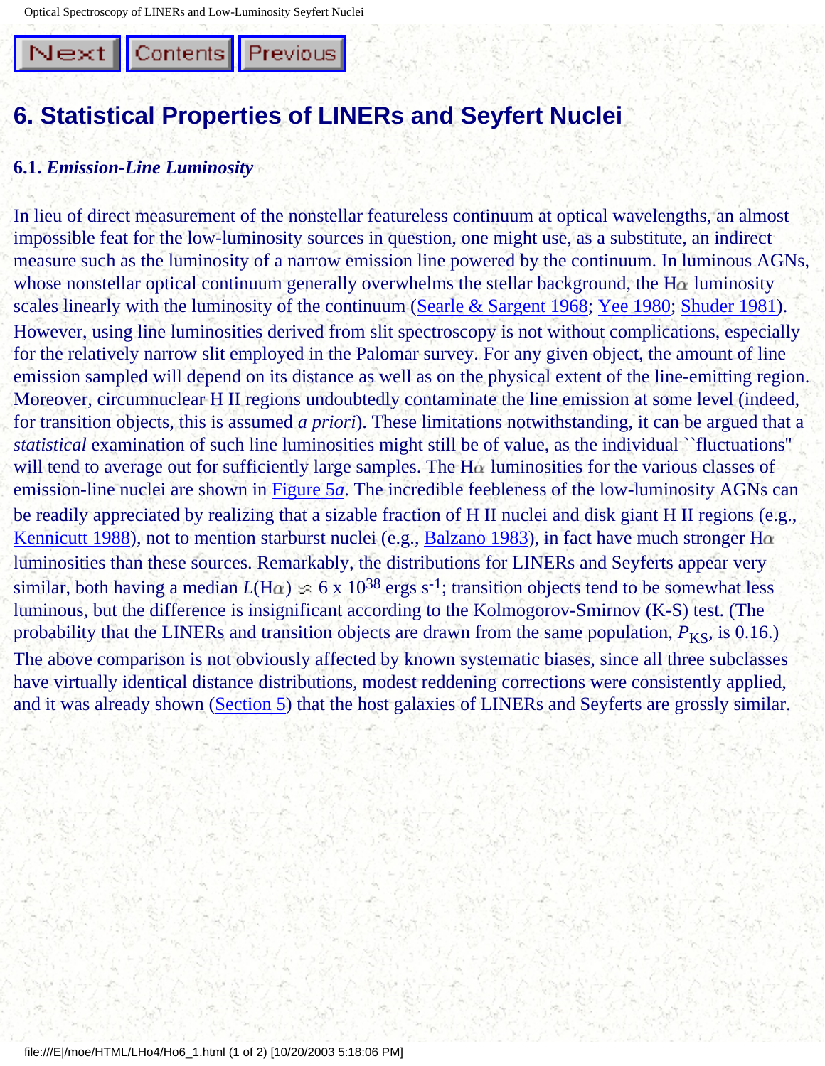# 6. Statistical Properties of LINERs and Seyfert Nuclei

### 6.1. *Emission-Line Luminosity*

In lieu of direct measurement of the nonstellar featureless continuum at optical wavelengths, an almost impossible feat for the low-luminosity sources in question, one might use, as a substitute, an indirect measure such as the luminosity of a narrow emission line powered by the continuum. In luminous AGNs, whose nonstellar optical continuum generally overwhelms the stellar background, the H$\alpha$ luminosity scales linearly with the luminosity of the continuum (Searle & Sargent 1968; Yee 1980; Shuder 1981). However, using line luminosities derived from slit spectroscopy is not without complications, especially for the relatively narrow slit employed in the Palomar survey. For any given object, the amount of line emission sampled will depend on its distance as well as on the physical extent of the line-emitting region. Moreover, circumnuclear H II regions undoubtedly contaminate the line emission at some level (indeed, for transition objects, this is assumed *a priori*). These limitations notwithstanding, it can be argued that a *statistical* examination of such line luminosities might still be of value, as the individual ``fluctuations'' will tend to average out for sufficiently large samples. The H$\alpha$ luminosities for the various classes of emission-line nuclei are shown in Figure 5*a*. The incredible feebleness of the low-luminosity AGNs can be readily appreciated by realizing that a sizable fraction of H II nuclei and disk giant H II regions (e.g., Kennicutt 1988), not to mention starburst nuclei (e.g., Balzano 1983), in fact have much stronger H$\alpha$ luminosities than these sources. Remarkably, the distributions for LINERs and Seyferts appear very similar, both having a median $L(\mathrm{H}\alpha) \approx 6 \times 10^{38}$ ergs s$^{-1}$; transition objects tend to be somewhat less luminous, but the difference is insignificant according to the Kolmogorov-Smirnov (K-S) test. (The probability that the LINERs and transition objects are drawn from the same population, $P_{\mathrm{KS}}$, is 0.16.) The above comparison is not obviously affected by known systematic biases, since all three subclasses have virtually identical distance distributions, modest reddening corrections were consistently applied, and it was already shown (Section 5) that the host galaxies of LINERs and Seyferts are grossly similar.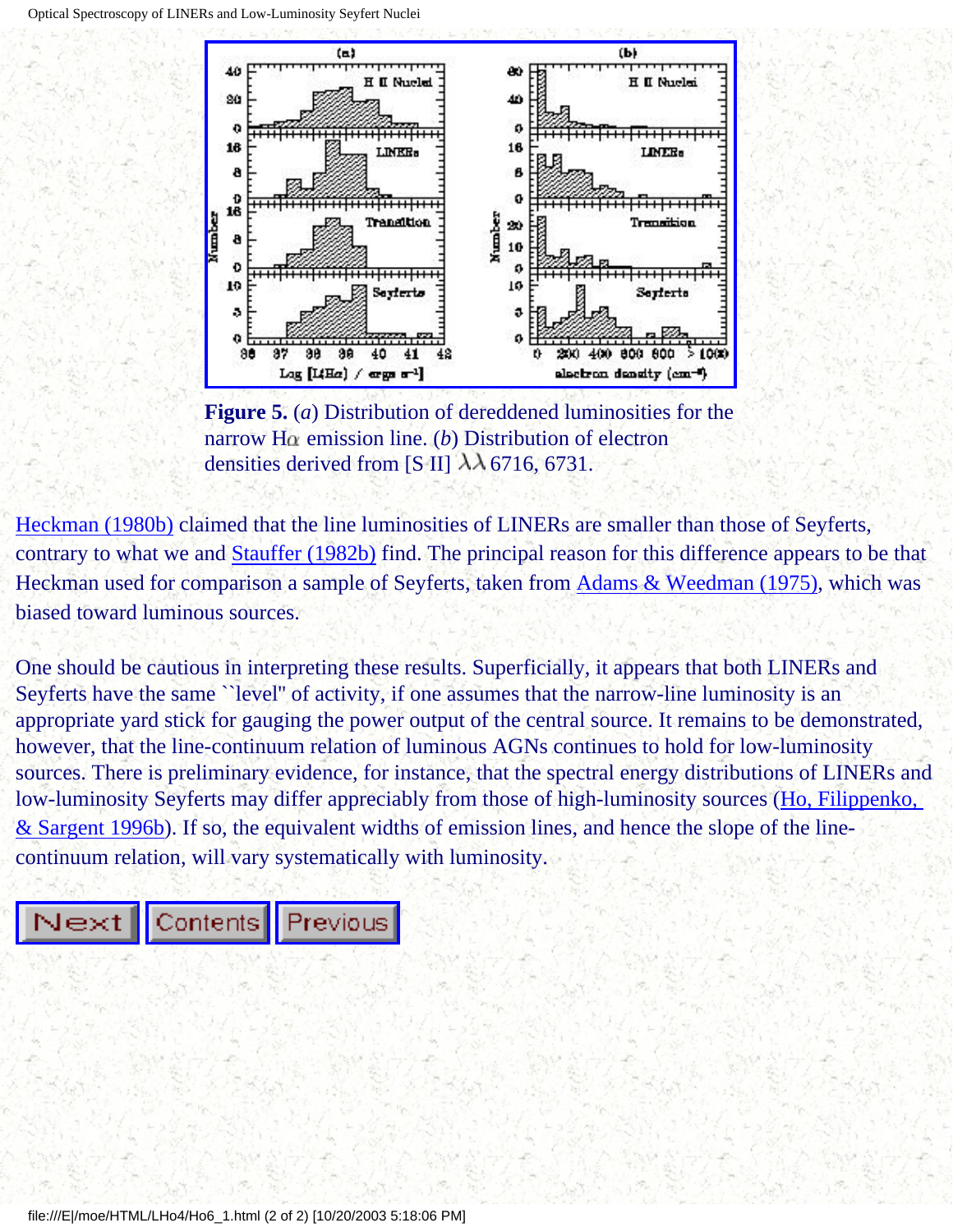**Figure 5.** (*a*) Distribution of dereddened luminosities for the narrow Hα emission line. (*b*) Distribution of electron densities derived from [S II] λλ 6716, 6731.

Heckman (1980b) claimed that the line luminosities of LINERs are smaller than those of Seyferts, contrary to what we and Stauffer (1982b) find. The principal reason for this difference appears to be that Heckman used for comparison a sample of Seyferts, taken from Adams & Weedman (1975), which was biased toward luminous sources.

One should be cautious in interpreting these results. Superficially, it appears that both LINERs and Seyferts have the same ``level'' of activity, if one assumes that the narrow-line luminosity is an appropriate yard stick for gauging the power output of the central source. It remains to be demonstrated, however, that the line-continuum relation of luminous AGNs continues to hold for low-luminosity sources. There is preliminary evidence, for instance, that the spectral energy distributions of LINERs and low-luminosity Seyferts may differ appreciably from those of high-luminosity sources (Ho, Filippenko, & Sargent 1996b). If so, the equivalent widths of emission lines, and hence the slope of the line-continuum relation, will vary systematically with luminosity.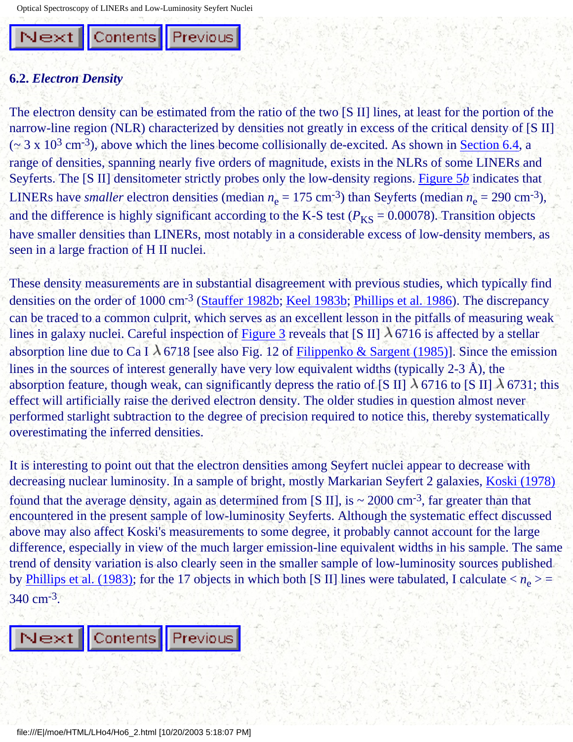## 6.2. *Electron Density*

The electron density can be estimated from the ratio of the two [S II] lines, at least for the portion of the narrow-line region (NLR) characterized by densities not greatly in excess of the critical density of [S II] ($\sim 3 \times 10^3$ cm$^{-3}$), above which the lines become collisionally de-excited. As shown in Section 6.4, a range of densities, spanning nearly five orders of magnitude, exists in the NLRs of some LINERs and Seyferts. The [S II] densitometer strictly probes only the low-density regions. Figure 5*b* indicates that LINERs have *smaller* electron densities (median $n_e$ = 175 cm$^{-3}$) than Seyferts (median $n_e$ = 290 cm$^{-3}$), and the difference is highly significant according to the K-S test ($P_{KS}$ = 0.00078). Transition objects have smaller densities than LINERs, most notably in a considerable excess of low-density members, as seen in a large fraction of H II nuclei.

These density measurements are in substantial disagreement with previous studies, which typically find densities on the order of 1000 cm$^{-3}$ (Stauffer 1982b; Keel 1983b; Phillips et al. 1986). The discrepancy can be traced to a common culprit, which serves as an excellent lesson in the pitfalls of measuring weak lines in galaxy nuclei. Careful inspection of Figure 3 reveals that [S II] $\lambda$6716 is affected by a stellar absorption line due to Ca I $\lambda$6718 [see also Fig. 12 of Filippenko & Sargent (1985)]. Since the emission lines in the sources of interest generally have very low equivalent widths (typically 2-3 Å), the absorption feature, though weak, can significantly depress the ratio of [S II] $\lambda$6716 to [S II] $\lambda$6731; this effect will artificially raise the derived electron density. The older studies in question almost never performed starlight subtraction to the degree of precision required to notice this, thereby systematically overestimating the inferred densities.

It is interesting to point out that the electron densities among Seyfert nuclei appear to decrease with decreasing nuclear luminosity. In a sample of bright, mostly Markarian Seyfert 2 galaxies, Koski (1978) found that the average density, again as determined from [S II], is ~ 2000 cm$^{-3}$, far greater than that encountered in the present sample of low-luminosity Seyferts. Although the systematic effect discussed above may also affect Koski's measurements to some degree, it probably cannot account for the large difference, especially in view of the much larger emission-line equivalent widths in his sample. The same trend of density variation is also clearly seen in the smaller sample of low-luminosity sources published by Phillips et al. (1983); for the 17 objects in which both [S II] lines were tabulated, I calculate $\langle n_e \rangle$ = 340 cm$^{-3}$.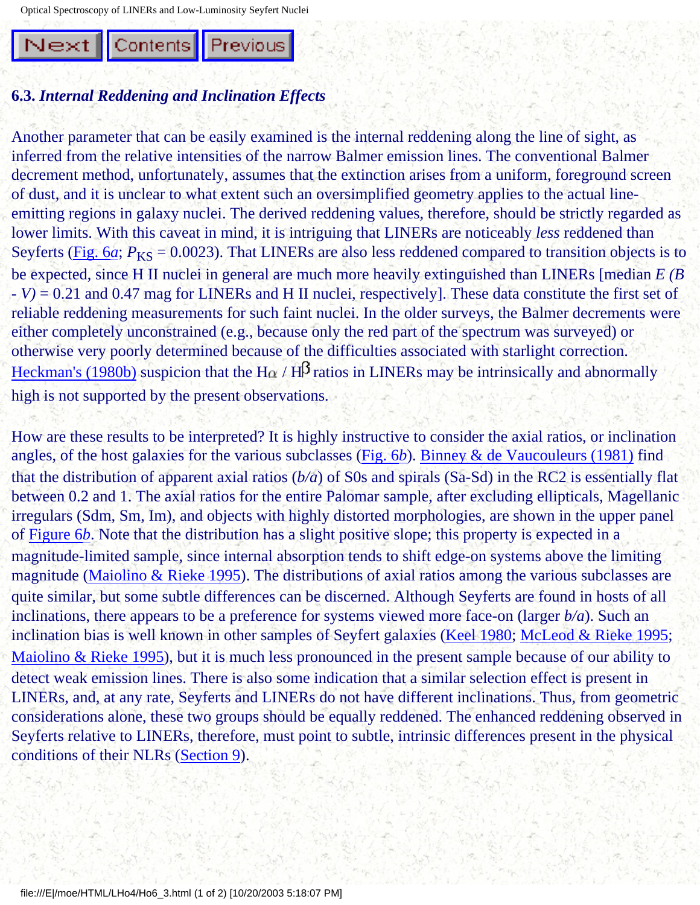### 6.3. *Internal Reddening and Inclination Effects*

Another parameter that can be easily examined is the internal reddening along the line of sight, as inferred from the relative intensities of the narrow Balmer emission lines. The conventional Balmer decrement method, unfortunately, assumes that the extinction arises from a uniform, foreground screen of dust, and it is unclear to what extent such an oversimplified geometry applies to the actual line-emitting regions in galaxy nuclei. The derived reddening values, therefore, should be strictly regarded as lower limits. With this caveat in mind, it is intriguing that LINERs are noticeably *less* reddened than Seyferts (Fig. 6*a*; $P_{KS}$ = 0.0023). That LINERs are also less reddened compared to transition objects is to be expected, since H II nuclei in general are much more heavily extinguished than LINERs [median $E(B-V)$ = 0.21 and 0.47 mag for LINERs and H II nuclei, respectively]. These data constitute the first set of reliable reddening measurements for such faint nuclei. In the older surveys, the Balmer decrements were either completely unconstrained (e.g., because only the red part of the spectrum was surveyed) or otherwise very poorly determined because of the difficulties associated with starlight correction. Heckman's (1980b) suspicion that the H$\alpha$ / H$\beta$ ratios in LINERs may be intrinsically and abnormally high is not supported by the present observations.

How are these results to be interpreted? It is highly instructive to consider the axial ratios, or inclination angles, of the host galaxies for the various subclasses (Fig. 6*b*). Binney & de Vaucouleurs (1981) find that the distribution of apparent axial ratios ($b/a$) of S0s and spirals (Sa-Sd) in the RC2 is essentially flat between 0.2 and 1. The axial ratios for the entire Palomar sample, after excluding ellipticals, Magellanic irregulars (Sdm, Sm, Im), and objects with highly distorted morphologies, are shown in the upper panel of Figure 6*b*. Note that the distribution has a slight positive slope; this property is expected in a magnitude-limited sample, since internal absorption tends to shift edge-on systems above the limiting magnitude (Maiolino & Rieke 1995). The distributions of axial ratios among the various subclasses are quite similar, but some subtle differences can be discerned. Although Seyferts are found in hosts of all inclinations, there appears to be a preference for systems viewed more face-on (larger $b/a$). Such an inclination bias is well known in other samples of Seyfert galaxies (Keel 1980; McLeod & Rieke 1995; Maiolino & Rieke 1995), but it is much less pronounced in the present sample because of our ability to detect weak emission lines. There is also some indication that a similar selection effect is present in LINERs, and, at any rate, Seyferts and LINERs do not have different inclinations. Thus, from geometric considerations alone, these two groups should be equally reddened. The enhanced reddening observed in Seyferts relative to LINERs, therefore, must point to subtle, intrinsic differences present in the physical conditions of their NLRs (Section 9).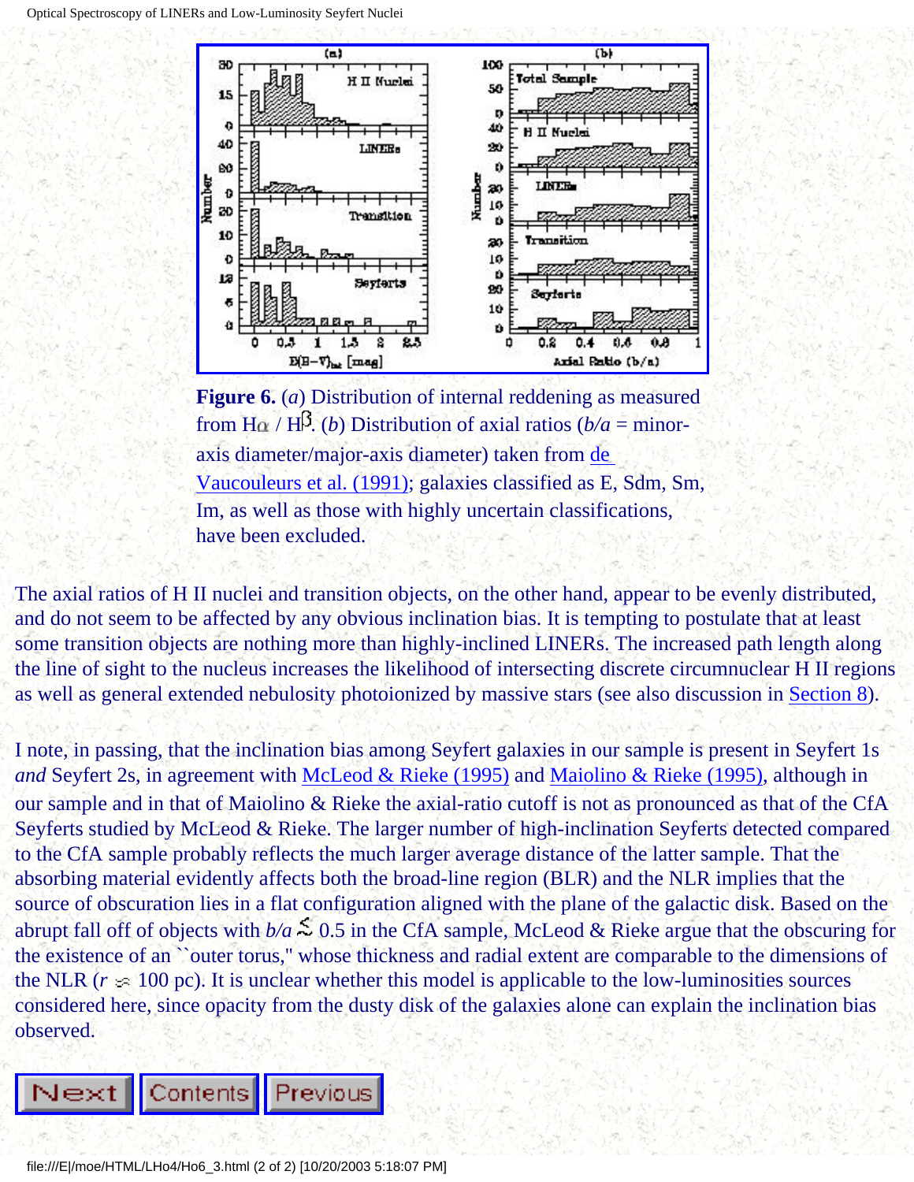**Figure 6.** (*a*) Distribution of internal reddening as measured from $H\alpha$ / $H\beta$. (*b*) Distribution of axial ratios (*b/a* = minor-axis diameter/major-axis diameter) taken from de Vaucouleurs et al. (1991); galaxies classified as E, Sdm, Sm, Im, as well as those with highly uncertain classifications, have been excluded.

The axial ratios of H II nuclei and transition objects, on the other hand, appear to be evenly distributed, and do not seem to be affected by any obvious inclination bias. It is tempting to postulate that at least some transition objects are nothing more than highly-inclined LINERs. The increased path length along the line of sight to the nucleus increases the likelihood of intersecting discrete circumnuclear H II regions as well as general extended nebulosity photoionized by massive stars (see also discussion in Section 8).

I note, in passing, that the inclination bias among Seyfert galaxies in our sample is present in Seyfert 1s *and* Seyfert 2s, in agreement with McLeod & Rieke (1995) and Maiolino & Rieke (1995), although in our sample and in that of Maiolino & Rieke the axial-ratio cutoff is not as pronounced as that of the CfA Seyferts studied by McLeod & Rieke. The larger number of high-inclination Seyferts detected compared to the CfA sample probably reflects the much larger average distance of the latter sample. That the absorbing material evidently affects both the broad-line region (BLR) and the NLR implies that the source of obscuration lies in a flat configuration aligned with the plane of the galactic disk. Based on the abrupt fall off of objects with $b/a \lesssim 0.5$ in the CfA sample, McLeod & Rieke argue that the obscuring for the existence of an ``outer torus," whose thickness and radial extent are comparable to the dimensions of the NLR ($r \approx 100$ pc). It is unclear whether this model is applicable to the low-luminosities sources considered here, since opacity from the dusty disk of the galaxies alone can explain the inclination bias observed.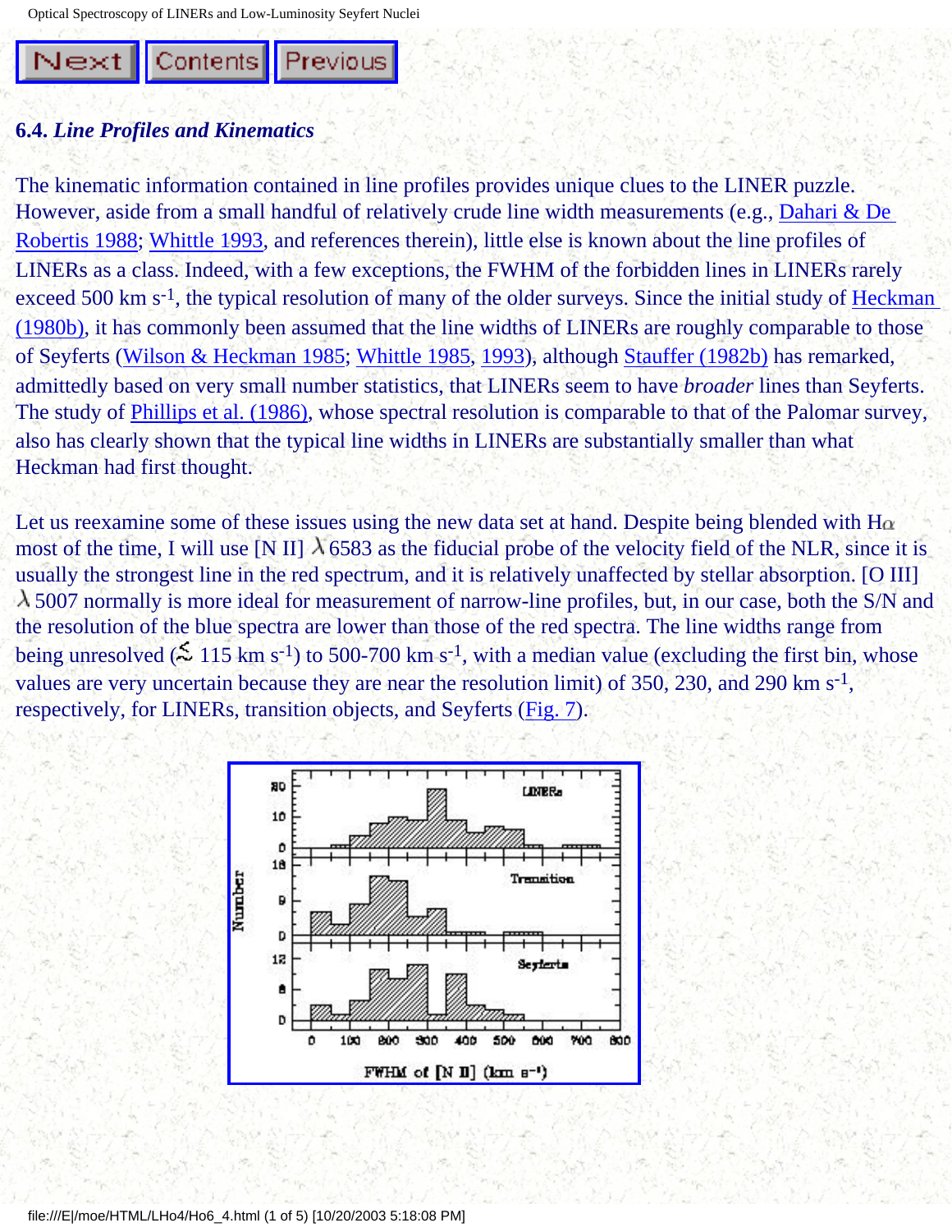## 6.4. *Line Profiles and Kinematics*

The kinematic information contained in line profiles provides unique clues to the LINER puzzle. However, aside from a small handful of relatively crude line width measurements (e.g., Dahari & De Robertis 1988; Whittle 1993, and references therein), little else is known about the line profiles of LINERs as a class. Indeed, with a few exceptions, the FWHM of the forbidden lines in LINERs rarely exceed 500 km $s^{-1}$, the typical resolution of many of the older surveys. Since the initial study of Heckman (1980b), it has commonly been assumed that the line widths of LINERs are roughly comparable to those of Seyferts (Wilson & Heckman 1985; Whittle 1985, 1993), although Stauffer (1982b) has remarked, admittedly based on very small number statistics, that LINERs seem to have *broader* lines than Seyferts. The study of Phillips et al. (1986), whose spectral resolution is comparable to that of the Palomar survey, also has clearly shown that the typical line widths in LINERs are substantially smaller than what Heckman had first thought.

Let us reexamine some of these issues using the new data set at hand. Despite being blended with H$\alpha$ most of the time, I will use [N II] $\lambda$6583 as the fiducial probe of the velocity field of the NLR, since it is usually the strongest line in the red spectrum, and it is relatively unaffected by stellar absorption. [O III] $\lambda$5007 normally is more ideal for measurement of narrow-line profiles, but, in our case, both the S/N and the resolution of the blue spectra are lower than those of the red spectra. The line widths range from being unresolved ($\lesssim$ 115 km $s^{-1}$) to 500-700 km $s^{-1}$, with a median value (excluding the first bin, whose values are very uncertain because they are near the resolution limit) of 350, 230, and 290 km $s^{-1}$, respectively, for LINERs, transition objects, and Seyferts (Fig. 7).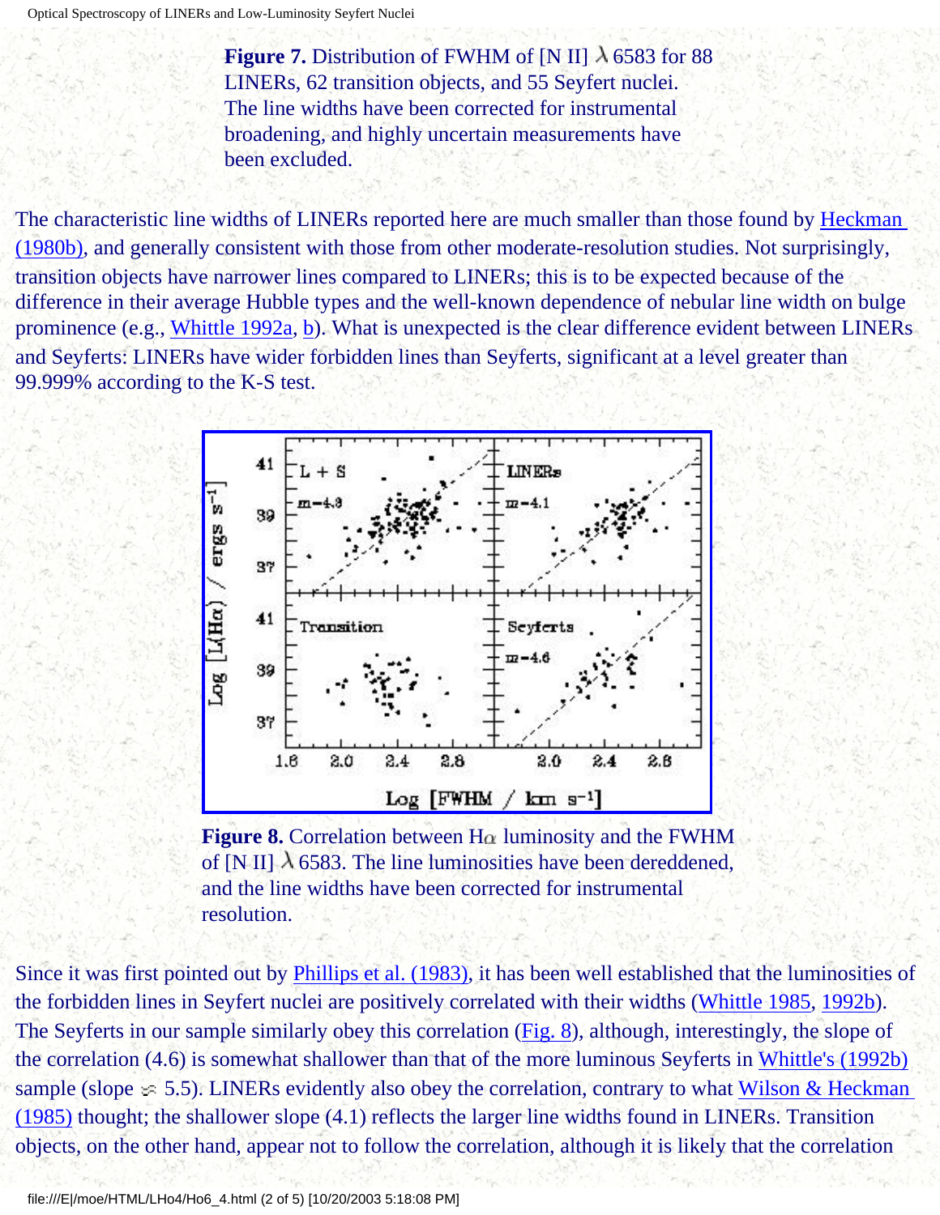**Figure 7.** Distribution of FWHM of [N II] $\lambda$ 6583 for 88 LINERs, 62 transition objects, and 55 Seyfert nuclei. The line widths have been corrected for instrumental broadening, and highly uncertain measurements have been excluded.

The characteristic line widths of LINERs reported here are much smaller than those found by Heckman (1980b), and generally consistent with those from other moderate-resolution studies. Not surprisingly, transition objects have narrower lines compared to LINERs; this is to be expected because of the difference in their average Hubble types and the well-known dependence of nebular line width on bulge prominence (e.g., Whittle 1992a, b). What is unexpected is the clear difference evident between LINERs and Seyferts: LINERs have wider forbidden lines than Seyferts, significant at a level greater than 99.999% according to the K-S test.

**Figure 8.** Correlation between H$\alpha$ luminosity and the FWHM of [N II] $\lambda$ 6583. The line luminosities have been dereddened, and the line widths have been corrected for instrumental resolution.

Since it was first pointed out by Phillips et al. (1983), it has been well established that the luminosities of the forbidden lines in Seyfert nuclei are positively correlated with their widths (Whittle 1985, 1992b). The Seyferts in our sample similarly obey this correlation (Fig. 8), although, interestingly, the slope of the correlation (4.6) is somewhat shallower than that of the more luminous Seyferts in Whittle's (1992b) sample (slope $\approx$ 5.5). LINERs evidently also obey the correlation, contrary to what Wilson & Heckman (1985) thought; the shallower slope (4.1) reflects the larger line widths found in LINERs. Transition objects, on the other hand, appear not to follow the correlation, although it is likely that the correlation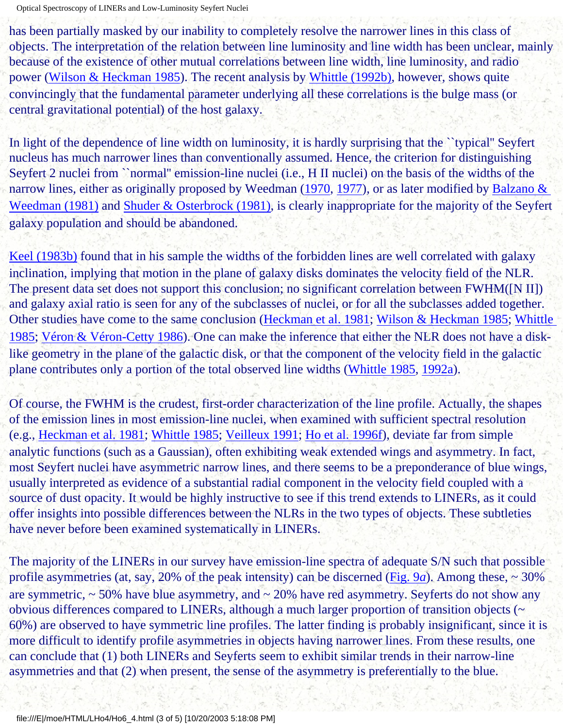has been partially masked by our inability to completely resolve the narrower lines in this class of objects. The interpretation of the relation between line luminosity and line width has been unclear, mainly because of the existence of other mutual correlations between line width, line luminosity, and radio power (Wilson & Heckman 1985). The recent analysis by Whittle (1992b), however, shows quite convincingly that the fundamental parameter underlying all these correlations is the bulge mass (or central gravitational potential) of the host galaxy.

In light of the dependence of line width on luminosity, it is hardly surprising that the ``typical'' Seyfert nucleus has much narrower lines than conventionally assumed. Hence, the criterion for distinguishing Seyfert 2 nuclei from ``normal'' emission-line nuclei (i.e., H II nuclei) on the basis of the widths of the narrow lines, either as originally proposed by Weedman (1970, 1977), or as later modified by Balzano & Weedman (1981) and Shuder & Osterbrock (1981), is clearly inappropriate for the majority of the Seyfert galaxy population and should be abandoned.

Keel (1983b) found that in his sample the widths of the forbidden lines are well correlated with galaxy inclination, implying that motion in the plane of galaxy disks dominates the velocity field of the NLR. The present data set does not support this conclusion; no significant correlation between FWHM([N II]) and galaxy axial ratio is seen for any of the subclasses of nuclei, or for all the subclasses added together. Other studies have come to the same conclusion (Heckman et al. 1981; Wilson & Heckman 1985; Whittle 1985; Véron & Véron-Cetty 1986). One can make the inference that either the NLR does not have a disk-like geometry in the plane of the galactic disk, or that the component of the velocity field in the galactic plane contributes only a portion of the total observed line widths (Whittle 1985, 1992a).

Of course, the FWHM is the crudest, first-order characterization of the line profile. Actually, the shapes of the emission lines in most emission-line nuclei, when examined with sufficient spectral resolution (e.g., Heckman et al. 1981; Whittle 1985; Veilleux 1991; Ho et al. 1996f), deviate far from simple analytic functions (such as a Gaussian), often exhibiting weak extended wings and asymmetry. In fact, most Seyfert nuclei have asymmetric narrow lines, and there seems to be a preponderance of blue wings, usually interpreted as evidence of a substantial radial component in the velocity field coupled with a source of dust opacity. It would be highly instructive to see if this trend extends to LINERs, as it could offer insights into possible differences between the NLRs in the two types of objects. These subtleties have never before been examined systematically in LINERs.

The majority of the LINERs in our survey have emission-line spectra of adequate S/N such that possible profile asymmetries (at, say, 20% of the peak intensity) can be discerned (Fig. 9*a*). Among these, ~ 30% are symmetric, ~ 50% have blue asymmetry, and ~ 20% have red asymmetry. Seyferts do not show any obvious differences compared to LINERs, although a much larger proportion of transition objects (~ 60%) are observed to have symmetric line profiles. The latter finding is probably insignificant, since it is more difficult to identify profile asymmetries in objects having narrower lines. From these results, one can conclude that (1) both LINERs and Seyferts seem to exhibit similar trends in their narrow-line asymmetries and that (2) when present, the sense of the asymmetry is preferentially to the blue.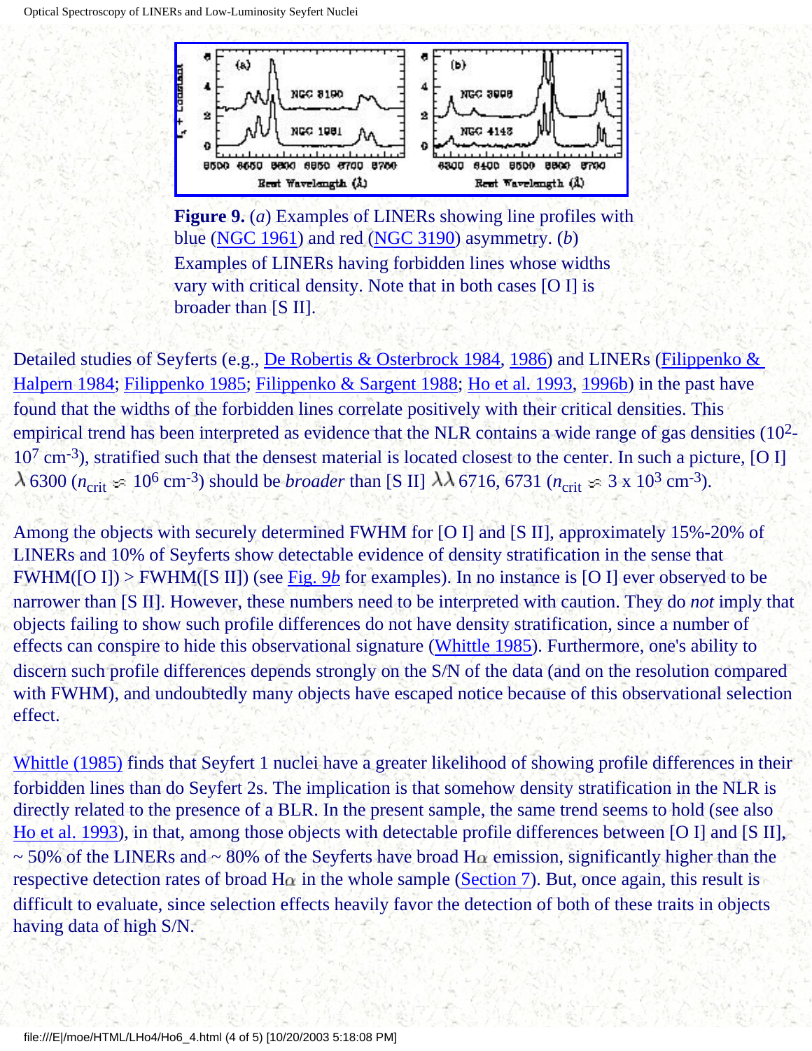**Figure 9.** (*a*) Examples of LINERs showing line profiles with blue (NGC 1961) and red (NGC 3190) asymmetry. (*b*) Examples of LINERs having forbidden lines whose widths vary with critical density. Note that in both cases [O I] is broader than [S II].

Detailed studies of Seyferts (e.g., De Robertis & Osterbrock 1984, 1986) and LINERs (Filippenko & Halpern 1984; Filippenko 1985; Filippenko & Sargent 1988; Ho et al. 1993, 1996b) in the past have found that the widths of the forbidden lines correlate positively with their critical densities. This empirical trend has been interpreted as evidence that the NLR contains a wide range of gas densities ($10^2$-$10^7$ cm$^{-3}$), stratified such that the densest material is located closest to the center. In such a picture, [O I] $\lambda$ 6300 ($n_{\rm crit} \approx 10^6$ cm$^{-3}$) should be *broader* than [S II] $\lambda\lambda$ 6716, 6731 ($n_{\rm crit} \approx 3 \times 10^3$ cm$^{-3}$).

Among the objects with securely determined FWHM for [O I] and [S II], approximately 15%-20% of LINERs and 10% of Seyferts show detectable evidence of density stratification in the sense that FWHM([O I]) > FWHM([S II]) (see Fig. 9*b* for examples). In no instance is [O I] ever observed to be narrower than [S II]. However, these numbers need to be interpreted with caution. They do *not* imply that objects failing to show such profile differences do not have density stratification, since a number of effects can conspire to hide this observational signature (Whittle 1985). Furthermore, one's ability to discern such profile differences depends strongly on the S/N of the data (and on the resolution compared with FWHM), and undoubtedly many objects have escaped notice because of this observational selection effect.

Whittle (1985) finds that Seyfert 1 nuclei have a greater likelihood of showing profile differences in their forbidden lines than do Seyfert 2s. The implication is that somehow density stratification in the NLR is directly related to the presence of a BLR. In the present sample, the same trend seems to hold (see also Ho et al. 1993), in that, among those objects with detectable profile differences between [O I] and [S II], ~ 50% of the LINERs and ~ 80% of the Seyferts have broad H$\alpha$ emission, significantly higher than the respective detection rates of broad H$\alpha$ in the whole sample (Section 7). But, once again, this result is difficult to evaluate, since selection effects heavily favor the detection of both of these traits in objects having data of high S/N.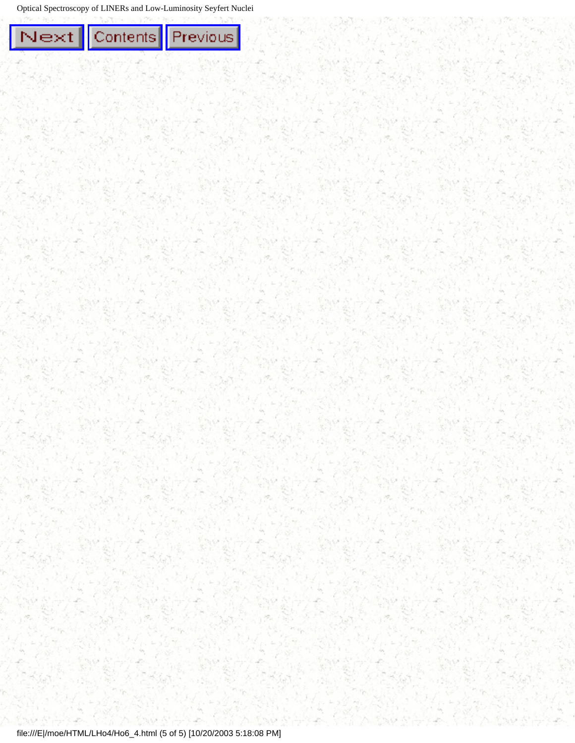Next Contents Previous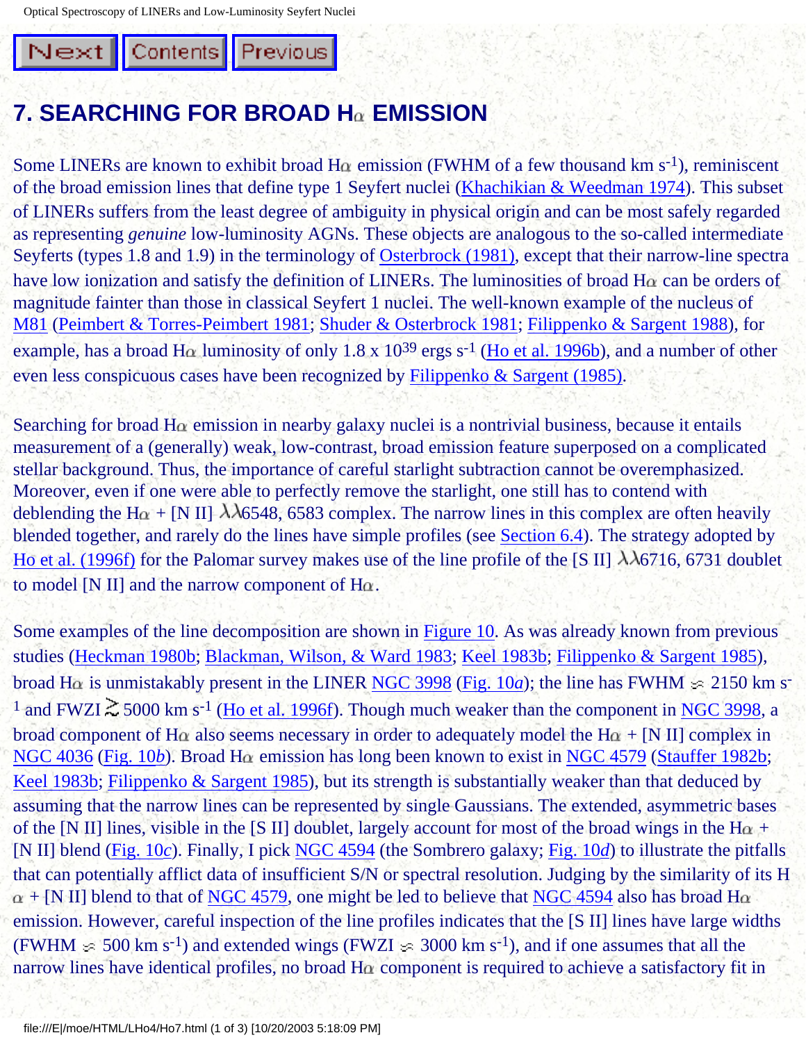# 7. SEARCHING FOR BROAD H$\alpha$ EMISSION

Some LINERs are known to exhibit broad H$\alpha$ emission (FWHM of a few thousand km s$^{-1}$), reminiscent of the broad emission lines that define type 1 Seyfert nuclei (Khachikian & Weedman 1974). This subset of LINERs suffers from the least degree of ambiguity in physical origin and can be most safely regarded as representing *genuine* low-luminosity AGNs. These objects are analogous to the so-called intermediate Seyferts (types 1.8 and 1.9) in the terminology of Osterbrock (1981), except that their narrow-line spectra have low ionization and satisfy the definition of LINERs. The luminosities of broad H$\alpha$ can be orders of magnitude fainter than those in classical Seyfert 1 nuclei. The well-known example of the nucleus of M81 (Peimbert & Torres-Peimbert 1981; Shuder & Osterbrock 1981; Filippenko & Sargent 1988), for example, has a broad H$\alpha$ luminosity of only 1.8 x $10^{39}$ ergs s$^{-1}$ (Ho et al. 1996b), and a number of other even less conspicuous cases have been recognized by Filippenko & Sargent (1985).

Searching for broad H$\alpha$ emission in nearby galaxy nuclei is a nontrivial business, because it entails measurement of a (generally) weak, low-contrast, broad emission feature superposed on a complicated stellar background. Thus, the importance of careful starlight subtraction cannot be overemphasized. Moreover, even if one were able to perfectly remove the starlight, one still has to contend with deblending the H$\alpha$ + [N II] $\lambda\lambda$6548, 6583 complex. The narrow lines in this complex are often heavily blended together, and rarely do the lines have simple profiles (see Section 6.4). The strategy adopted by Ho et al. (1996f) for the Palomar survey makes use of the line profile of the [S II] $\lambda\lambda$6716, 6731 doublet to model [N II] and the narrow component of H$\alpha$.

Some examples of the line decomposition are shown in Figure 10. As was already known from previous studies (Heckman 1980b; Blackman, Wilson, & Ward 1983; Keel 1983b; Filippenko & Sargent 1985), broad H$\alpha$ is unmistakably present in the LINER NGC 3998 (Fig. 10*a*); the line has FWHM $\approx$ 2150 km s$^{-1}$ and FWZI $\gtrsim$ 5000 km s$^{-1}$ (Ho et al. 1996f). Though much weaker than the component in NGC 3998, a broad component of H$\alpha$ also seems necessary in order to adequately model the H$\alpha$ + [N II] complex in NGC 4036 (Fig. 10*b*). Broad H$\alpha$ emission has long been known to exist in NGC 4579 (Stauffer 1982b; Keel 1983b; Filippenko & Sargent 1985), but its strength is substantially weaker than that deduced by assuming that the narrow lines can be represented by single Gaussians. The extended, asymmetric bases of the [N II] lines, visible in the [S II] doublet, largely account for most of the broad wings in the H$\alpha$ + [N II] blend (Fig. 10*c*). Finally, I pick NGC 4594 (the Sombrero galaxy; Fig. 10*d*) to illustrate the pitfalls that can potentially afflict data of insufficient S/N or spectral resolution. Judging by the similarity of its H$\alpha$ + [N II] blend to that of NGC 4579, one might be led to believe that NGC 4594 also has broad H$\alpha$ emission. However, careful inspection of the line profiles indicates that the [S II] lines have large widths (FWHM $\approx$ 500 km s$^{-1}$) and extended wings (FWZI $\approx$ 3000 km s$^{-1}$), and if one assumes that all the narrow lines have identical profiles, no broad H$\alpha$ component is required to achieve a satisfactory fit in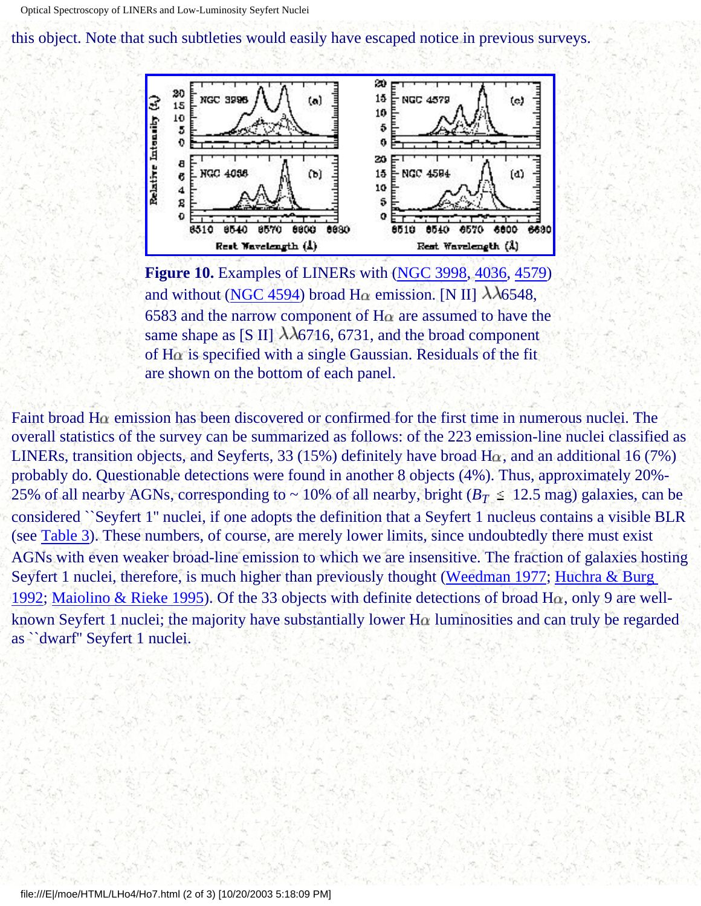this object. Note that such subtleties would easily have escaped notice in previous surveys.

**Figure 10.** Examples of LINERs with (NGC 3998, 4036, 4579) and without (NGC 4594) broad H$\alpha$ emission. [N II] $\lambda\lambda$6548, 6583 and the narrow component of H$\alpha$ are assumed to have the same shape as [S II] $\lambda\lambda$6716, 6731, and the broad component of H$\alpha$ is specified with a single Gaussian. Residuals of the fit are shown on the bottom of each panel.

Faint broad H$\alpha$ emission has been discovered or confirmed for the first time in numerous nuclei. The overall statistics of the survey can be summarized as follows: of the 223 emission-line nuclei classified as LINERs, transition objects, and Seyferts, 33 (15%) definitely have broad H$\alpha$, and an additional 16 (7%) probably do. Questionable detections were found in another 8 objects (4%). Thus, approximately 20%-25% of all nearby AGNs, corresponding to ~ 10% of all nearby, bright ($B_T \leq$ 12.5 mag) galaxies, can be considered ``Seyfert 1'' nuclei, if one adopts the definition that a Seyfert 1 nucleus contains a visible BLR (see Table 3). These numbers, of course, are merely lower limits, since undoubtedly there must exist AGNs with even weaker broad-line emission to which we are insensitive. The fraction of galaxies hosting Seyfert 1 nuclei, therefore, is much higher than previously thought (Weedman 1977; Huchra & Burg 1992; Maiolino & Rieke 1995). Of the 33 objects with definite detections of broad H$\alpha$, only 9 are well-known Seyfert 1 nuclei; the majority have substantially lower H$\alpha$ luminosities and can truly be regarded as ``dwarf'' Seyfert 1 nuclei.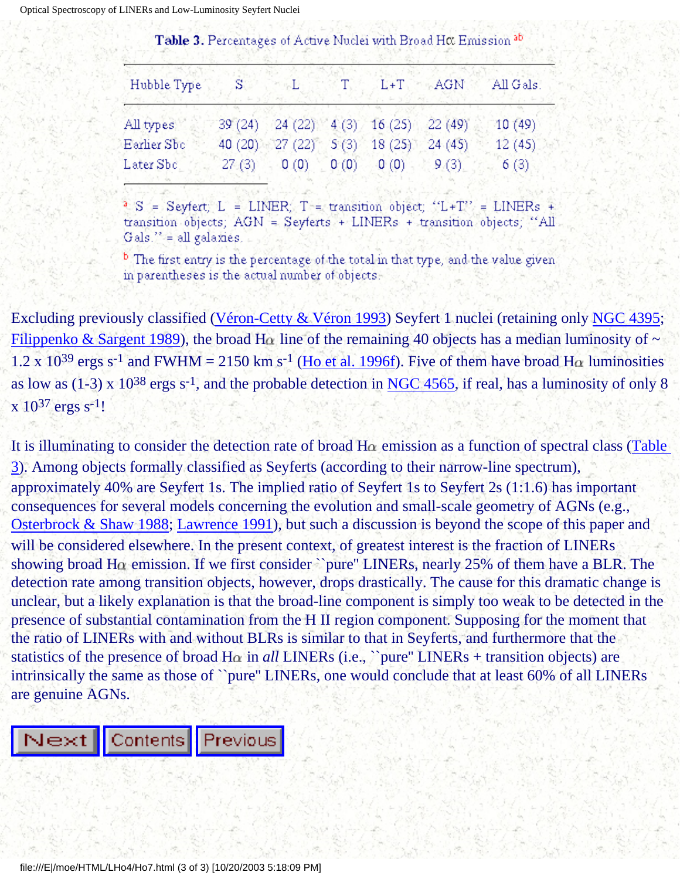**Table 3.** Percentages of Active Nuclei with Broad Hα Emission [a,b]

| Hubble Type | S | L | T | L+T | AGN | All Gals. |
|---|---|---|---|---|---|---|
| All types | 39 (24) | 24 (22) | 4 (3) | 16 (25) | 22 (49) | 10 (49) |
| Earlier Sbc | 40 (20) | 27 (22) | 5 (3) | 18 (25) | 24 (45) | 12 (45) |
| Later Sbc | 27 (3) | 0 (0) | 0 (0) | 0 (0) | 9 (3) | 6 (3) |

[a] S = Seyfert; L = LINER; T = transition object; "L+T" = LINERs + transition objects; AGN = Seyferts + LINERs + transition objects; "All Gals." = all galaxies.

[b] The first entry is the percentage of the total in that type, and the value given in parentheses is the actual number of objects.

Excluding previously classified (Véron-Cetty & Véron 1993) Seyfert 1 nuclei (retaining only NGC 4395; Filippenko & Sargent 1989), the broad Hα line of the remaining 40 objects has a median luminosity of ~ $1.2 \times 10^{39}$ ergs $s^{-1}$ and FWHM = 2150 km $s^{-1}$ (Ho et al. 1996f). Five of them have broad Hα luminosities as low as $(1\text{-}3) \times 10^{38}$ ergs $s^{-1}$, and the probable detection in NGC 4565, if real, has a luminosity of only $8 \times 10^{37}$ ergs $s^{-1}$!

It is illuminating to consider the detection rate of broad Hα emission as a function of spectral class (Table 3). Among objects formally classified as Seyferts (according to their narrow-line spectrum), approximately 40% are Seyfert 1s. The implied ratio of Seyfert 1s to Seyfert 2s (1:1.6) has important consequences for several models concerning the evolution and small-scale geometry of AGNs (e.g., Osterbrock & Shaw 1988; Lawrence 1991), but such a discussion is beyond the scope of this paper and will be considered elsewhere. In the present context, of greatest interest is the fraction of LINERs showing broad Hα emission. If we first consider ``pure'' LINERs, nearly 25% of them have a BLR. The detection rate among transition objects, however, drops drastically. The cause for this dramatic change is unclear, but a likely explanation is that the broad-line component is simply too weak to be detected in the presence of substantial contamination from the H II region component. Supposing for the moment that the ratio of LINERs with and without BLRs is similar to that in Seyferts, and furthermore that the statistics of the presence of broad Hα in *all* LINERs (i.e., ``pure'' LINERs + transition objects) are intrinsically the same as those of ``pure'' LINERs, one would conclude that at least 60% of all LINERs are genuine AGNs.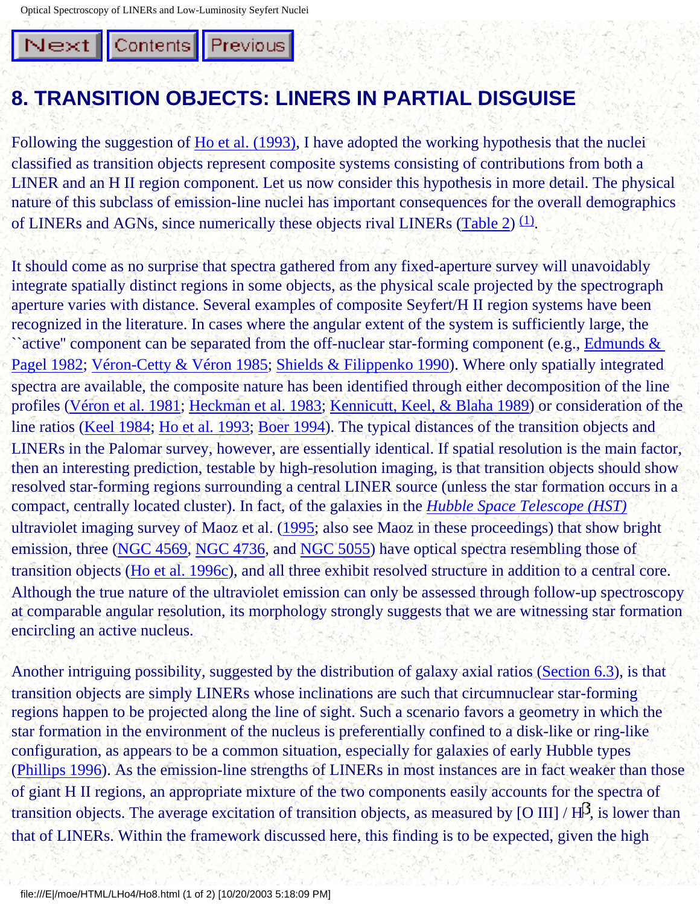# 8. TRANSITION OBJECTS: LINERS IN PARTIAL DISGUISE

Following the suggestion of Ho et al. (1993), I have adopted the working hypothesis that the nuclei classified as transition objects represent composite systems consisting of contributions from both a LINER and an H II region component. Let us now consider this hypothesis in more detail. The physical nature of this subclass of emission-line nuclei has important consequences for the overall demographics of LINERs and AGNs, since numerically these objects rival LINERs (Table 2) [(1)].

It should come as no surprise that spectra gathered from any fixed-aperture survey will unavoidably integrate spatially distinct regions in some objects, as the physical scale projected by the spectrograph aperture varies with distance. Several examples of composite Seyfert/H II region systems have been recognized in the literature. In cases where the angular extent of the system is sufficiently large, the ``active" component can be separated from the off-nuclear star-forming component (e.g., Edmunds & Pagel 1982; Véron-Cetty & Véron 1985; Shields & Filippenko 1990). Where only spatially integrated spectra are available, the composite nature has been identified through either decomposition of the line profiles (Véron et al. 1981; Heckman et al. 1983; Kennicutt, Keel, & Blaha 1989) or consideration of the line ratios (Keel 1984; Ho et al. 1993; Boer 1994). The typical distances of the transition objects and LINERs in the Palomar survey, however, are essentially identical. If spatial resolution is the main factor, then an interesting prediction, testable by high-resolution imaging, is that transition objects should show resolved star-forming regions surrounding a central LINER source (unless the star formation occurs in a compact, centrally located cluster). In fact, of the galaxies in the *Hubble Space Telescope (HST)* ultraviolet imaging survey of Maoz et al. (1995; also see Maoz in these proceedings) that show bright emission, three (NGC 4569, NGC 4736, and NGC 5055) have optical spectra resembling those of transition objects (Ho et al. 1996c), and all three exhibit resolved structure in addition to a central core. Although the true nature of the ultraviolet emission can only be assessed through follow-up spectroscopy at comparable angular resolution, its morphology strongly suggests that we are witnessing star formation encircling an active nucleus.

Another intriguing possibility, suggested by the distribution of galaxy axial ratios (Section 6.3), is that transition objects are simply LINERs whose inclinations are such that circumnuclear star-forming regions happen to be projected along the line of sight. Such a scenario favors a geometry in which the star formation in the environment of the nucleus is preferentially confined to a disk-like or ring-like configuration, as appears to be a common situation, especially for galaxies of early Hubble types (Phillips 1996). As the emission-line strengths of LINERs in most instances are in fact weaker than those of giant H II regions, an appropriate mixture of the two components easily accounts for the spectra of transition objects. The average excitation of transition objects, as measured by [O III] / H$\beta$, is lower than that of LINERs. Within the framework discussed here, this finding is to be expected, given the high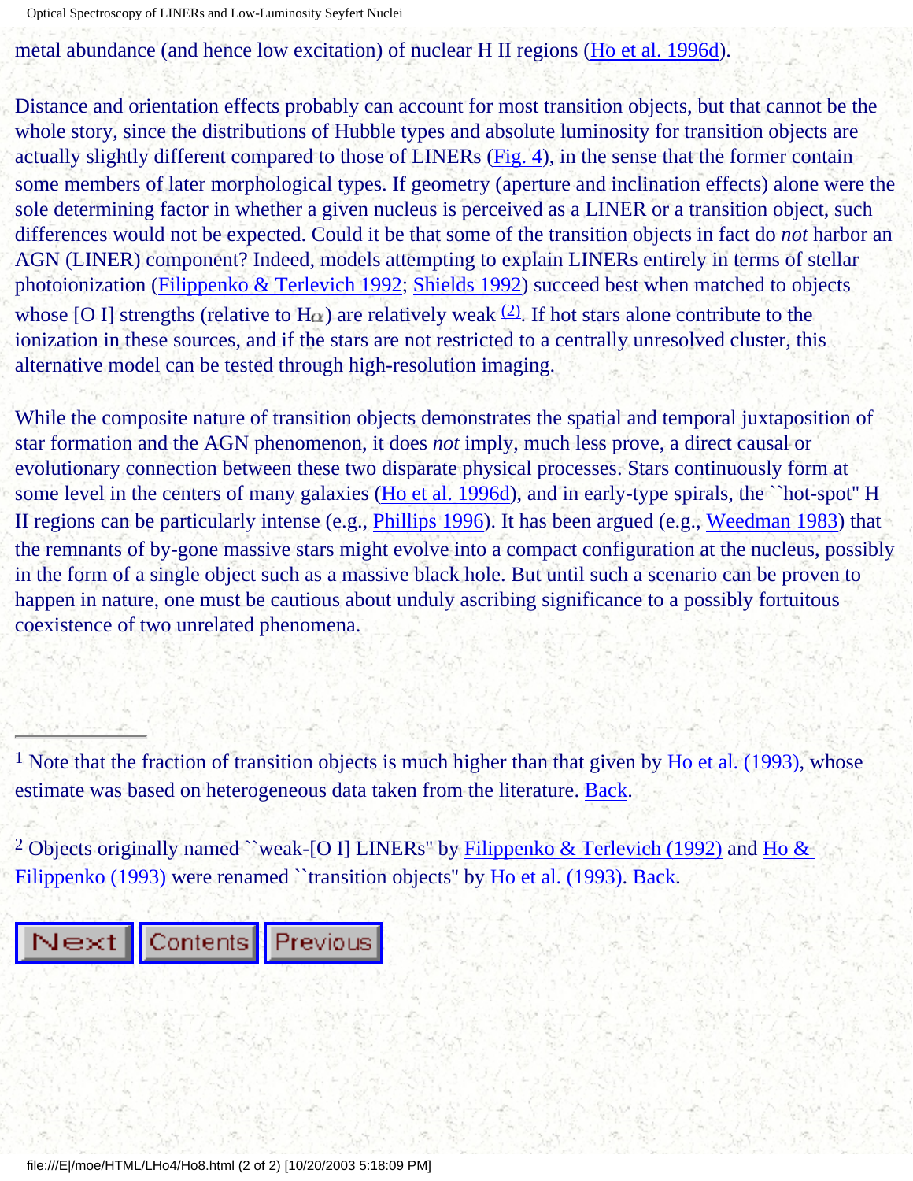metal abundance (and hence low excitation) of nuclear H II regions (Ho et al. 1996d).

Distance and orientation effects probably can account for most transition objects, but that cannot be the whole story, since the distributions of Hubble types and absolute luminosity for transition objects are actually slightly different compared to those of LINERs (Fig. 4), in the sense that the former contain some members of later morphological types. If geometry (aperture and inclination effects) alone were the sole determining factor in whether a given nucleus is perceived as a LINER or a transition object, such differences would not be expected. Could it be that some of the transition objects in fact do *not* harbor an AGN (LINER) component? Indeed, models attempting to explain LINERs entirely in terms of stellar photoionization (Filippenko & Terlevich 1992; Shields 1992) succeed best when matched to objects whose [O I] strengths (relative to H$\alpha$) are relatively weak [(2)]. If hot stars alone contribute to the ionization in these sources, and if the stars are not restricted to a centrally unresolved cluster, this alternative model can be tested through high-resolution imaging.

While the composite nature of transition objects demonstrates the spatial and temporal juxtaposition of star formation and the AGN phenomenon, it does *not* imply, much less prove, a direct causal or evolutionary connection between these two disparate physical processes. Stars continuously form at some level in the centers of many galaxies (Ho et al. 1996d), and in early-type spirals, the ``hot-spot" H II regions can be particularly intense (e.g., Phillips 1996). It has been argued (e.g., Weedman 1983) that the remnants of by-gone massive stars might evolve into a compact configuration at the nucleus, possibly in the form of a single object such as a massive black hole. But until such a scenario can be proven to happen in nature, one must be cautious about unduly ascribing significance to a possibly fortuitous coexistence of two unrelated phenomena.

---

[1] Note that the fraction of transition objects is much higher than that given by Ho et al. (1993), whose estimate was based on heterogeneous data taken from the literature. Back.

[2] Objects originally named ``weak-[O I] LINERs" by Filippenko & Terlevich (1992) and Ho & Filippenko (1993) were renamed ``transition objects" by Ho et al. (1993). Back.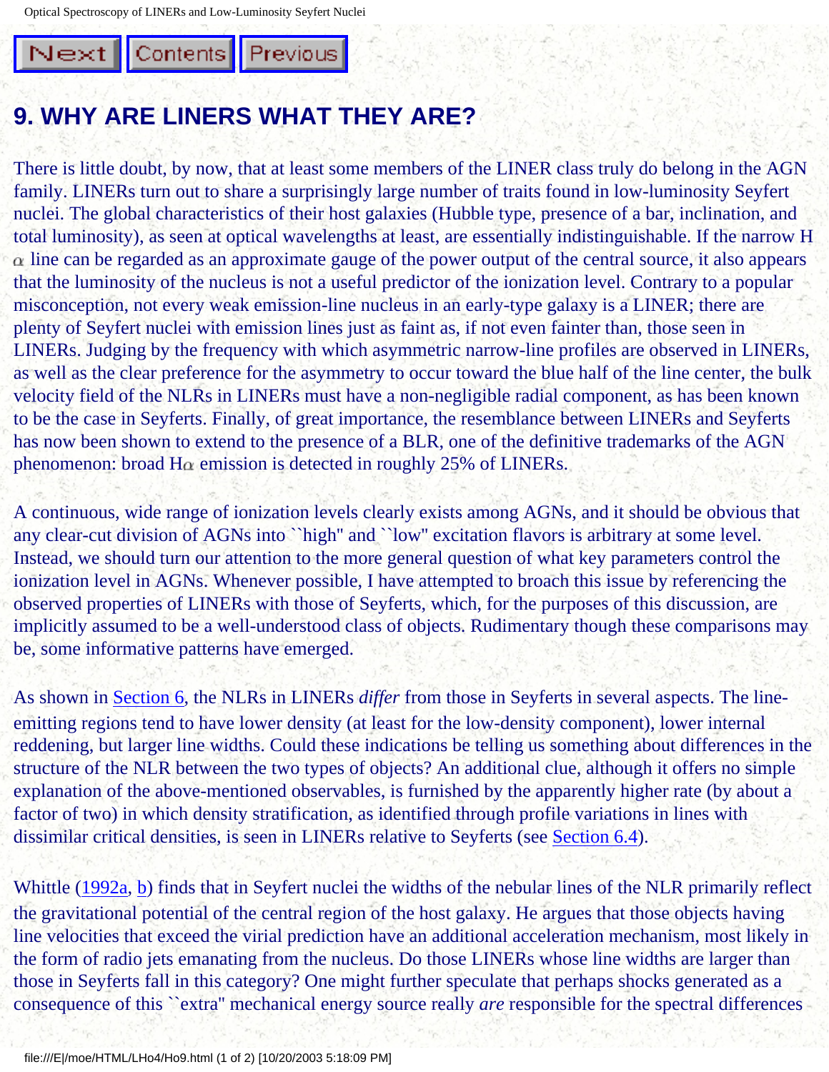# 9. WHY ARE LINERS WHAT THEY ARE?

There is little doubt, by now, that at least some members of the LINER class truly do belong in the AGN family. LINERs turn out to share a surprisingly large number of traits found in low-luminosity Seyfert nuclei. The global characteristics of their host galaxies (Hubble type, presence of a bar, inclination, and total luminosity), as seen at optical wavelengths at least, are essentially indistinguishable. If the narrow H $\alpha$ line can be regarded as an approximate gauge of the power output of the central source, it also appears that the luminosity of the nucleus is not a useful predictor of the ionization level. Contrary to a popular misconception, not every weak emission-line nucleus in an early-type galaxy is a LINER; there are plenty of Seyfert nuclei with emission lines just as faint as, if not even fainter than, those seen in LINERs. Judging by the frequency with which asymmetric narrow-line profiles are observed in LINERs, as well as the clear preference for the asymmetry to occur toward the blue half of the line center, the bulk velocity field of the NLRs in LINERs must have a non-negligible radial component, as has been known to be the case in Seyferts. Finally, of great importance, the resemblance between LINERs and Seyferts has now been shown to extend to the presence of a BLR, one of the definitive trademarks of the AGN phenomenon: broad H$\alpha$ emission is detected in roughly 25% of LINERs.

A continuous, wide range of ionization levels clearly exists among AGNs, and it should be obvious that any clear-cut division of AGNs into ``high'' and ``low'' excitation flavors is arbitrary at some level. Instead, we should turn our attention to the more general question of what key parameters control the ionization level in AGNs. Whenever possible, I have attempted to broach this issue by referencing the observed properties of LINERs with those of Seyferts, which, for the purposes of this discussion, are implicitly assumed to be a well-understood class of objects. Rudimentary though these comparisons may be, some informative patterns have emerged.

As shown in Section 6, the NLRs in LINERs *differ* from those in Seyferts in several aspects. The line-emitting regions tend to have lower density (at least for the low-density component), lower internal reddening, but larger line widths. Could these indications be telling us something about differences in the structure of the NLR between the two types of objects? An additional clue, although it offers no simple explanation of the above-mentioned observables, is furnished by the apparently higher rate (by about a factor of two) in which density stratification, as identified through profile variations in lines with dissimilar critical densities, is seen in LINERs relative to Seyferts (see Section 6.4).

Whittle (1992a, b) finds that in Seyfert nuclei the widths of the nebular lines of the NLR primarily reflect the gravitational potential of the central region of the host galaxy. He argues that those objects having line velocities that exceed the virial prediction have an additional acceleration mechanism, most likely in the form of radio jets emanating from the nucleus. Do those LINERs whose line widths are larger than those in Seyferts fall in this category? One might further speculate that perhaps shocks generated as a consequence of this ``extra'' mechanical energy source really *are* responsible for the spectral differences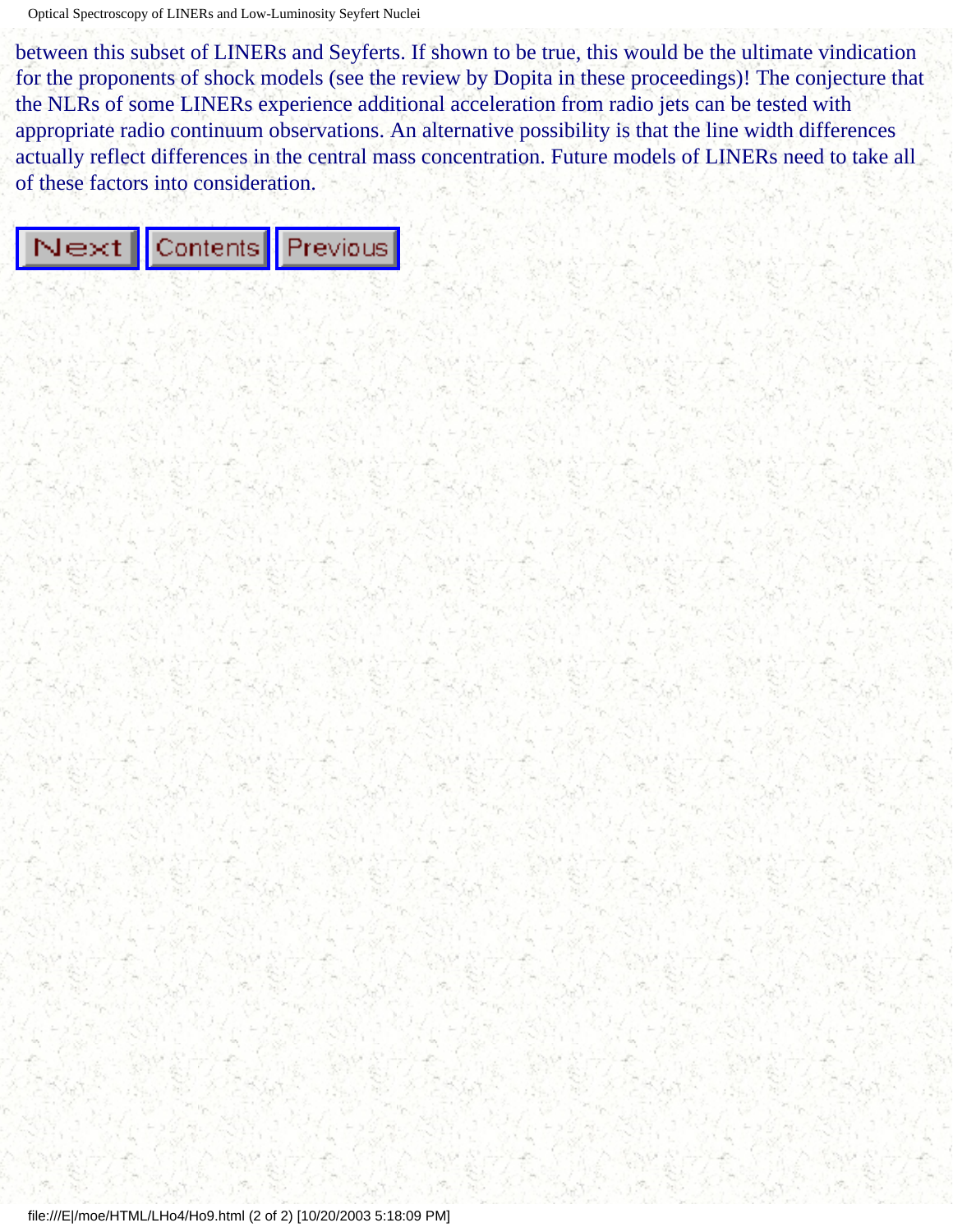between this subset of LINERs and Seyferts. If shown to be true, this would be the ultimate vindication for the proponents of shock models (see the review by Dopita in these proceedings)! The conjecture that the NLRs of some LINERs experience additional acceleration from radio jets can be tested with appropriate radio continuum observations. An alternative possibility is that the line width differences actually reflect differences in the central mass concentration. Future models of LINERs need to take all of these factors into consideration.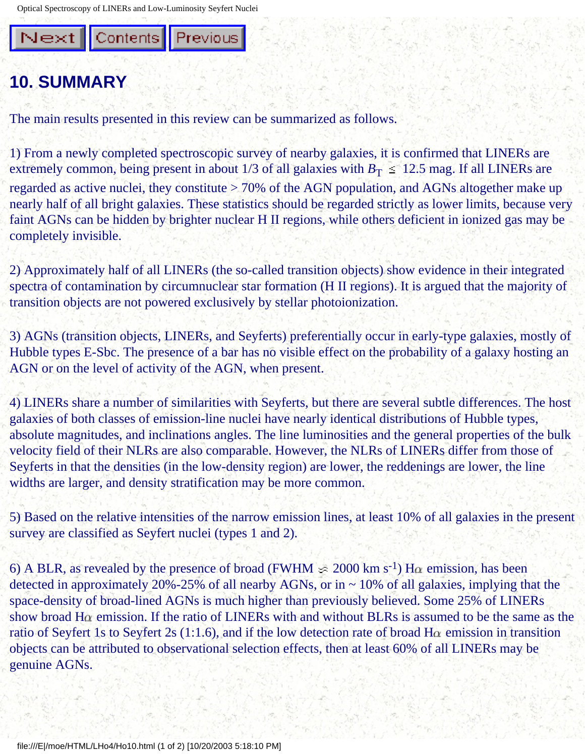# 10. SUMMARY

The main results presented in this review can be summarized as follows.

1) From a newly completed spectroscopic survey of nearby galaxies, it is confirmed that LINERs are extremely common, being present in about 1/3 of all galaxies with $B_T \leq 12.5$ mag. If all LINERs are regarded as active nuclei, they constitute > 70% of the AGN population, and AGNs altogether make up nearly half of all bright galaxies. These statistics should be regarded strictly as lower limits, because very faint AGNs can be hidden by brighter nuclear H II regions, while others deficient in ionized gas may be completely invisible.

2) Approximately half of all LINERs (the so-called transition objects) show evidence in their integrated spectra of contamination by circumnuclear star formation (H II regions). It is argued that the majority of transition objects are not powered exclusively by stellar photoionization.

3) AGNs (transition objects, LINERs, and Seyferts) preferentially occur in early-type galaxies, mostly of Hubble types E-Sbc. The presence of a bar has no visible effect on the probability of a galaxy hosting an AGN or on the level of activity of the AGN, when present.

4) LINERs share a number of similarities with Seyferts, but there are several subtle differences. The host galaxies of both classes of emission-line nuclei have nearly identical distributions of Hubble types, absolute magnitudes, and inclinations angles. The line luminosities and the general properties of the bulk velocity field of their NLRs are also comparable. However, the NLRs of LINERs differ from those of Seyferts in that the densities (in the low-density region) are lower, the reddenings are lower, the line widths are larger, and density stratification may be more common.

5) Based on the relative intensities of the narrow emission lines, at least 10% of all galaxies in the present survey are classified as Seyfert nuclei (types 1 and 2).

6) A BLR, as revealed by the presence of broad (FWHM $\gtrsim$ 2000 km s$^{-1}$) H$\alpha$ emission, has been detected in approximately 20%-25% of all nearby AGNs, or in ~ 10% of all galaxies, implying that the space-density of broad-lined AGNs is much higher than previously believed. Some 25% of LINERs show broad H$\alpha$ emission. If the ratio of LINERs with and without BLRs is assumed to be the same as the ratio of Seyfert 1s to Seyfert 2s (1:1.6), and if the low detection rate of broad H$\alpha$ emission in transition objects can be attributed to observational selection effects, then at least 60% of all LINERs may be genuine AGNs.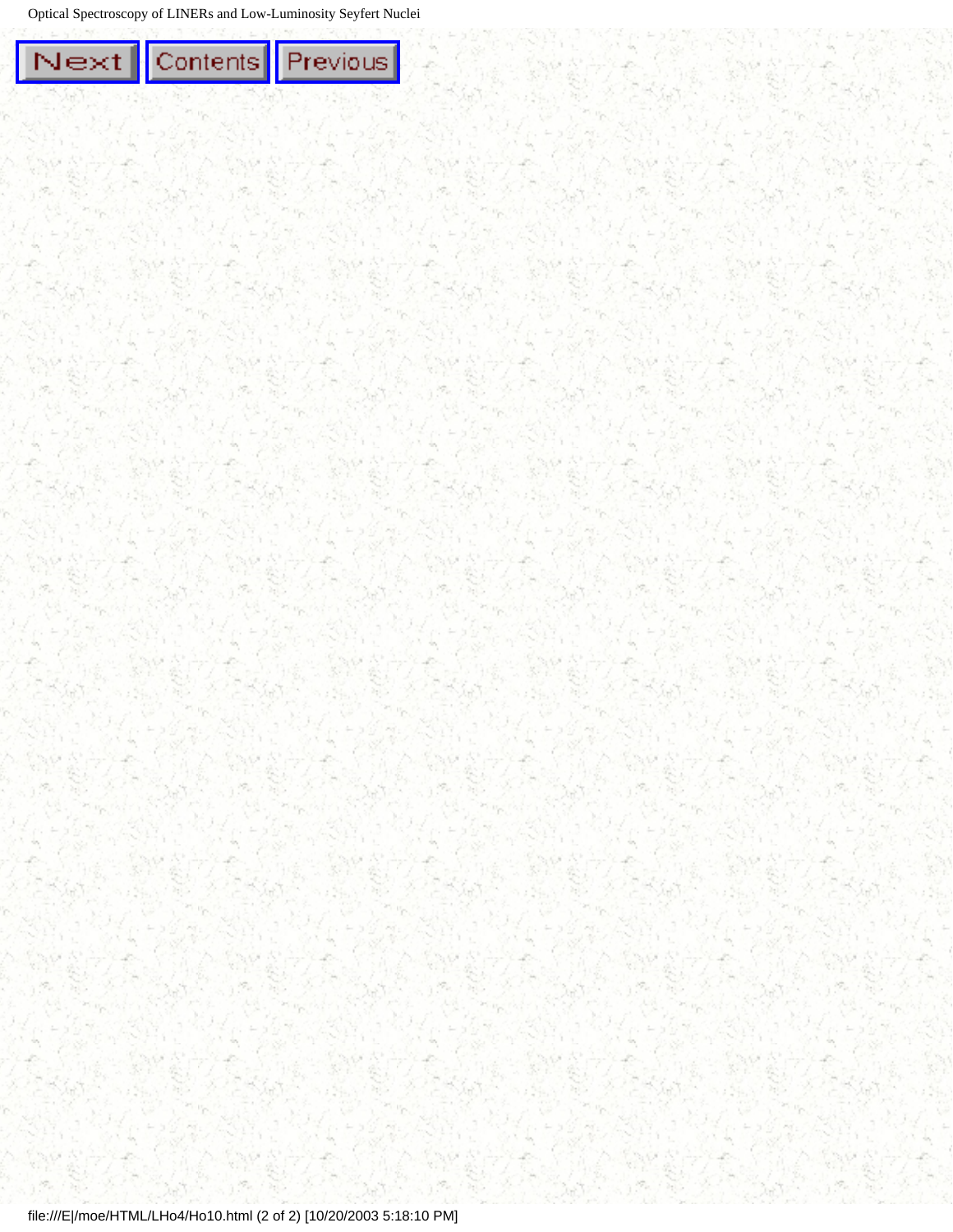Next Contents Previous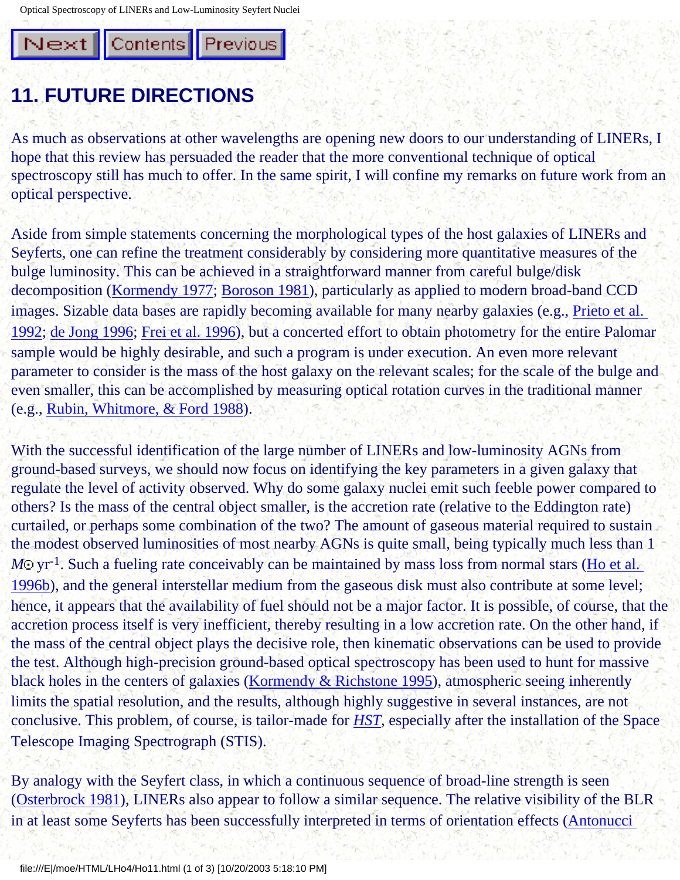# 11. FUTURE DIRECTIONS

As much as observations at other wavelengths are opening new doors to our understanding of LINERs, I hope that this review has persuaded the reader that the more conventional technique of optical spectroscopy still has much to offer. In the same spirit, I will confine my remarks on future work from an optical perspective.

Aside from simple statements concerning the morphological types of the host galaxies of LINERs and Seyferts, one can refine the treatment considerably by considering more quantitative measures of the bulge luminosity. This can be achieved in a straightforward manner from careful bulge/disk decomposition (Kormendy 1977; Boroson 1981), particularly as applied to modern broad-band CCD images. Sizable data bases are rapidly becoming available for many nearby galaxies (e.g., Prieto et al. 1992; de Jong 1996; Frei et al. 1996), but a concerted effort to obtain photometry for the entire Palomar sample would be highly desirable, and such a program is under execution. An even more relevant parameter to consider is the mass of the host galaxy on the relevant scales; for the scale of the bulge and even smaller, this can be accomplished by measuring optical rotation curves in the traditional manner (e.g., Rubin, Whitmore, & Ford 1988).

With the successful identification of the large number of LINERs and low-luminosity AGNs from ground-based surveys, we should now focus on identifying the key parameters in a given galaxy that regulate the level of activity observed. Why do some galaxy nuclei emit such feeble power compared to others? Is the mass of the central object smaller, is the accretion rate (relative to the Eddington rate) curtailed, or perhaps some combination of the two? The amount of gaseous material required to sustain the modest observed luminosities of most nearby AGNs is quite small, being typically much less than 1 $M_{\odot}$ yr$^{-1}$. Such a fueling rate conceivably can be maintained by mass loss from normal stars (Ho et al. 1996b), and the general interstellar medium from the gaseous disk must also contribute at some level; hence, it appears that the availability of fuel should not be a major factor. It is possible, of course, that the accretion process itself is very inefficient, thereby resulting in a low accretion rate. On the other hand, if the mass of the central object plays the decisive role, then kinematic observations can be used to provide the test. Although high-precision ground-based optical spectroscopy has been used to hunt for massive black holes in the centers of galaxies (Kormendy & Richstone 1995), atmospheric seeing inherently limits the spatial resolution, and the results, although highly suggestive in several instances, are not conclusive. This problem, of course, is tailor-made for *HST*, especially after the installation of the Space Telescope Imaging Spectrograph (STIS).

By analogy with the Seyfert class, in which a continuous sequence of broad-line strength is seen (Osterbrock 1981), LINERs also appear to follow a similar sequence. The relative visibility of the BLR in at least some Seyferts has been successfully interpreted in terms of orientation effects (Antonucci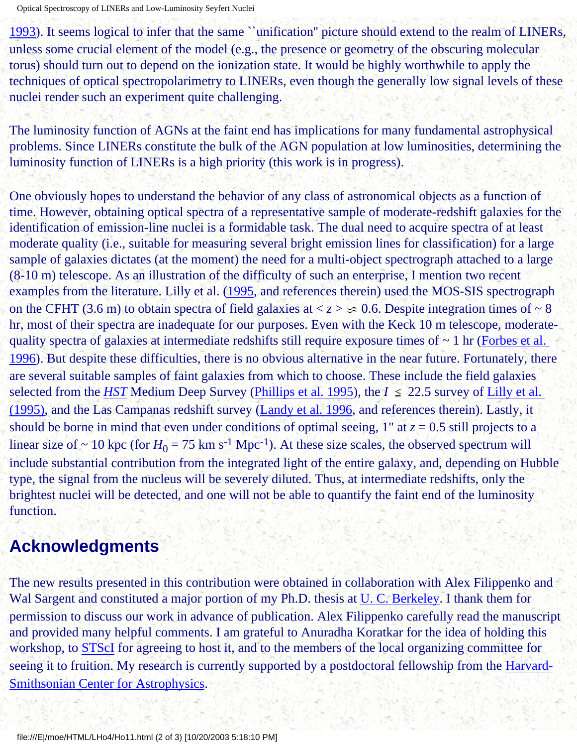1993). It seems logical to infer that the same ``unification" picture should extend to the realm of LINERs, unless some crucial element of the model (e.g., the presence or geometry of the obscuring molecular torus) should turn out to depend on the ionization state. It would be highly worthwhile to apply the techniques of optical spectropolarimetry to LINERs, even though the generally low signal levels of these nuclei render such an experiment quite challenging.

The luminosity function of AGNs at the faint end has implications for many fundamental astrophysical problems. Since LINERs constitute the bulk of the AGN population at low luminosities, determining the luminosity function of LINERs is a high priority (this work is in progress).

One obviously hopes to understand the behavior of any class of astronomical objects as a function of time. However, obtaining optical spectra of a representative sample of moderate-redshift galaxies for the identification of emission-line nuclei is a formidable task. The dual need to acquire spectra of at least moderate quality (i.e., suitable for measuring several bright emission lines for classification) for a large sample of galaxies dictates (at the moment) the need for a multi-object spectrograph attached to a large (8-10 m) telescope. As an illustration of the difficulty of such an enterprise, I mention two recent examples from the literature. Lilly et al. (1995, and references therein) used the MOS-SIS spectrograph on the CFHT (3.6 m) to obtain spectra of field galaxies at $< z > \approx 0.6$. Despite integration times of ~ 8 hr, most of their spectra are inadequate for our purposes. Even with the Keck 10 m telescope, moderate-quality spectra of galaxies at intermediate redshifts still require exposure times of ~ 1 hr (Forbes et al. 1996). But despite these difficulties, there is no obvious alternative in the near future. Fortunately, there are several suitable samples of faint galaxies from which to choose. These include the field galaxies selected from the *HST* Medium Deep Survey (Phillips et al. 1995), the $I \lesssim 22.5$ survey of Lilly et al. (1995), and the Las Campanas redshift survey (Landy et al. 1996, and references therein). Lastly, it should be borne in mind that even under conditions of optimal seeing, 1" at $z = 0.5$ still projects to a linear size of ~ 10 kpc (for $H_0 = 75$ km s$^{-1}$ Mpc$^{-1}$). At these size scales, the observed spectrum will include substantial contribution from the integrated light of the entire galaxy, and, depending on Hubble type, the signal from the nucleus will be severely diluted. Thus, at intermediate redshifts, only the brightest nuclei will be detected, and one will not be able to quantify the faint end of the luminosity function.

## Acknowledgments

The new results presented in this contribution were obtained in collaboration with Alex Filippenko and Wal Sargent and constituted a major portion of my Ph.D. thesis at U. C. Berkeley. I thank them for permission to discuss our work in advance of publication. Alex Filippenko carefully read the manuscript and provided many helpful comments. I am grateful to Anuradha Koratkar for the idea of holding this workshop, to STScI for agreeing to host it, and to the members of the local organizing committee for seeing it to fruition. My research is currently supported by a postdoctoral fellowship from the Harvard-Smithsonian Center for Astrophysics.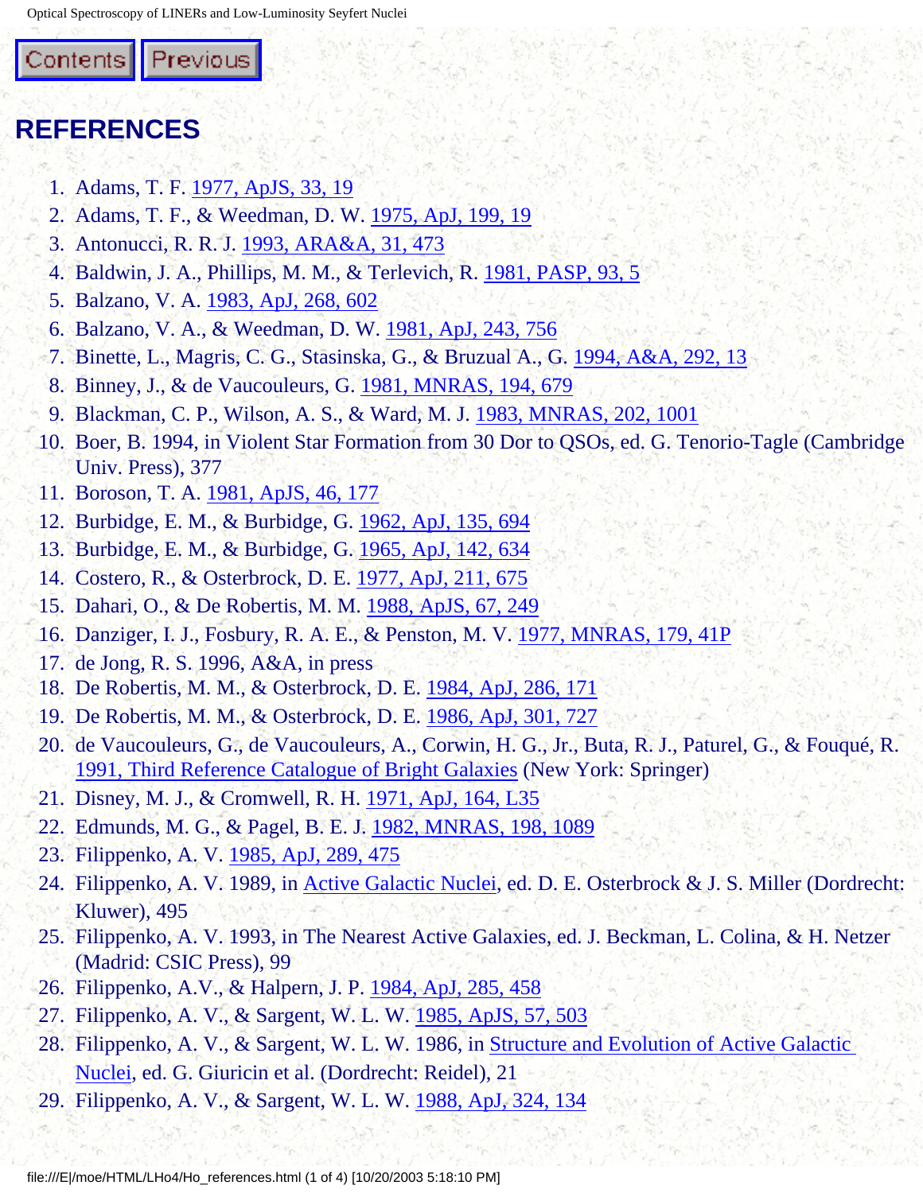## REFERENCES

1. Adams, T. F. 1977, ApJS, 33, 19
2. Adams, T. F., & Weedman, D. W. 1975, ApJ, 199, 19
3. Antonucci, R. R. J. 1993, ARA&A, 31, 473
4. Baldwin, J. A., Phillips, M. M., & Terlevich, R. 1981, PASP, 93, 5
5. Balzano, V. A. 1983, ApJ, 268, 602
6. Balzano, V. A., & Weedman, D. W. 1981, ApJ, 243, 756
7. Binette, L., Magris, C. G., Stasinska, G., & Bruzual A., G. 1994, A&A, 292, 13
8. Binney, J., & de Vaucouleurs, G. 1981, MNRAS, 194, 679
9. Blackman, C. P., Wilson, A. S., & Ward, M. J. 1983, MNRAS, 202, 1001
10. Boer, B. 1994, in Violent Star Formation from 30 Dor to QSOs, ed. G. Tenorio-Tagle (Cambridge Univ. Press), 377
11. Boroson, T. A. 1981, ApJS, 46, 177
12. Burbidge, E. M., & Burbidge, G. 1962, ApJ, 135, 694
13. Burbidge, E. M., & Burbidge, G. 1965, ApJ, 142, 634
14. Costero, R., & Osterbrock, D. E. 1977, ApJ, 211, 675
15. Dahari, O., & De Robertis, M. M. 1988, ApJS, 67, 249
16. Danziger, I. J., Fosbury, R. A. E., & Penston, M. V. 1977, MNRAS, 179, 41P
17. de Jong, R. S. 1996, A&A, in press
18. De Robertis, M. M., & Osterbrock, D. E. 1984, ApJ, 286, 171
19. De Robertis, M. M., & Osterbrock, D. E. 1986, ApJ, 301, 727
20. de Vaucouleurs, G., de Vaucouleurs, A., Corwin, H. G., Jr., Buta, R. J., Paturel, G., & Fouqué, R. 1991, Third Reference Catalogue of Bright Galaxies (New York: Springer)
21. Disney, M. J., & Cromwell, R. H. 1971, ApJ, 164, L35
22. Edmunds, M. G., & Pagel, B. E. J. 1982, MNRAS, 198, 1089
23. Filippenko, A. V. 1985, ApJ, 289, 475
24. Filippenko, A. V. 1989, in Active Galactic Nuclei, ed. D. E. Osterbrock & J. S. Miller (Dordrecht: Kluwer), 495
25. Filippenko, A. V. 1993, in The Nearest Active Galaxies, ed. J. Beckman, L. Colina, & H. Netzer (Madrid: CSIC Press), 99
26. Filippenko, A.V., & Halpern, J. P. 1984, ApJ, 285, 458
27. Filippenko, A. V., & Sargent, W. L. W. 1985, ApJS, 57, 503
28. Filippenko, A. V., & Sargent, W. L. W. 1986, in Structure and Evolution of Active Galactic Nuclei, ed. G. Giuricin et al. (Dordrecht: Reidel), 21
29. Filippenko, A. V., & Sargent, W. L. W. 1988, ApJ, 324, 134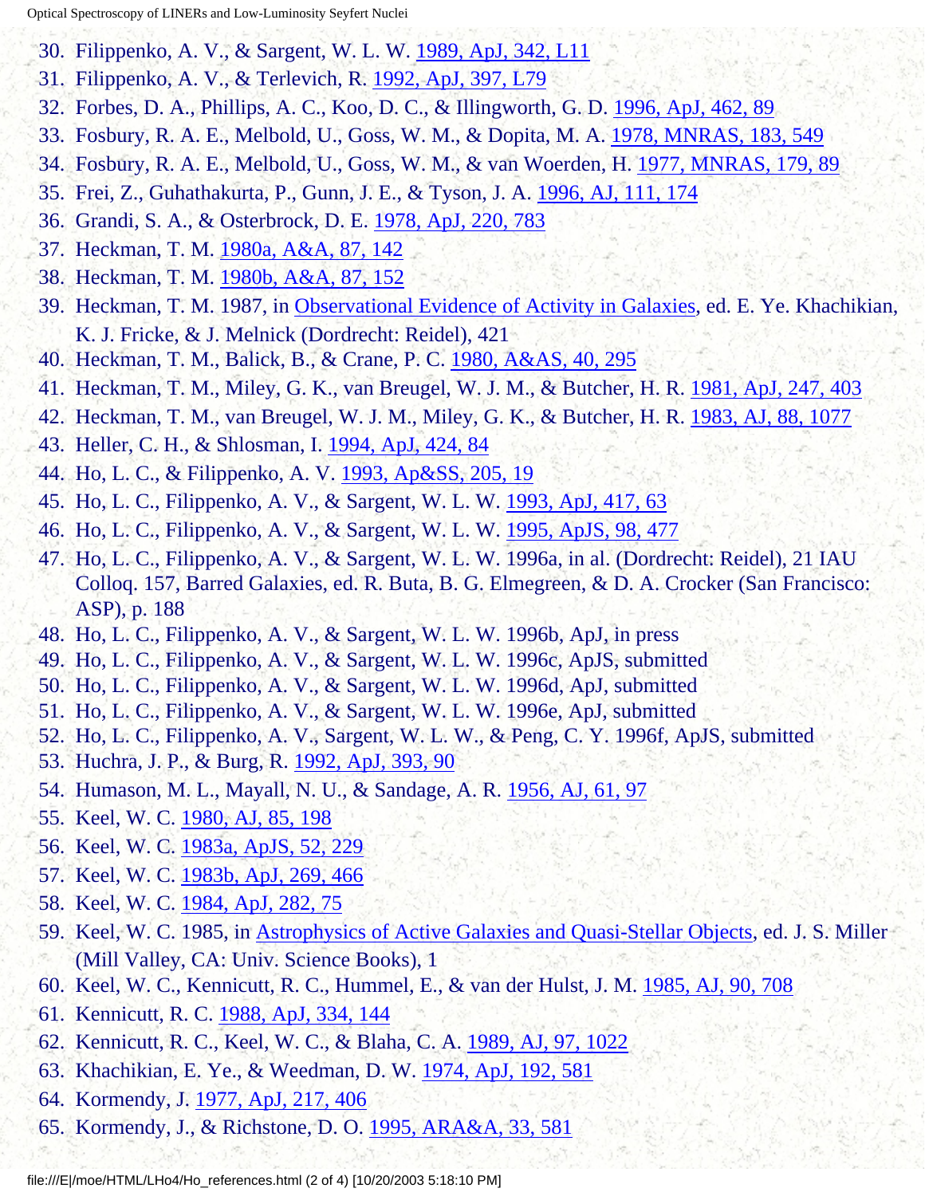30. Filippenko, A. V., & Sargent, W. L. W. 1989, ApJ, 342, L11
31. Filippenko, A. V., & Terlevich, R. 1992, ApJ, 397, L79
32. Forbes, D. A., Phillips, A. C., Koo, D. C., & Illingworth, G. D. 1996, ApJ, 462, 89
33. Fosbury, R. A. E., Melbold, U., Goss, W. M., & Dopita, M. A. 1978, MNRAS, 183, 549
34. Fosbury, R. A. E., Melbold, U., Goss, W. M., & van Woerden, H. 1977, MNRAS, 179, 89
35. Frei, Z., Guhathakurta, P., Gunn, J. E., & Tyson, J. A. 1996, AJ, 111, 174
36. Grandi, S. A., & Osterbrock, D. E. 1978, ApJ, 220, 783
37. Heckman, T. M. 1980a, A&A, 87, 142
38. Heckman, T. M. 1980b, A&A, 87, 152
39. Heckman, T. M. 1987, in Observational Evidence of Activity in Galaxies, ed. E. Ye. Khachikian, K. J. Fricke, & J. Melnick (Dordrecht: Reidel), 421
40. Heckman, T. M., Balick, B., & Crane, P. C. 1980, A&AS, 40, 295
41. Heckman, T. M., Miley, G. K., van Breugel, W. J. M., & Butcher, H. R. 1981, ApJ, 247, 403
42. Heckman, T. M., van Breugel, W. J. M., Miley, G. K., & Butcher, H. R. 1983, AJ, 88, 1077
43. Heller, C. H., & Shlosman, I. 1994, ApJ, 424, 84
44. Ho, L. C., & Filippenko, A. V. 1993, Ap&SS, 205, 19
45. Ho, L. C., Filippenko, A. V., & Sargent, W. L. W. 1993, ApJ, 417, 63
46. Ho, L. C., Filippenko, A. V., & Sargent, W. L. W. 1995, ApJS, 98, 477
47. Ho, L. C., Filippenko, A. V., & Sargent, W. L. W. 1996a, in al. (Dordrecht: Reidel), 21 IAU Colloq. 157, Barred Galaxies, ed. R. Buta, B. G. Elmegreen, & D. A. Crocker (San Francisco: ASP), p. 188
48. Ho, L. C., Filippenko, A. V., & Sargent, W. L. W. 1996b, ApJ, in press
49. Ho, L. C., Filippenko, A. V., & Sargent, W. L. W. 1996c, ApJS, submitted
50. Ho, L. C., Filippenko, A. V., & Sargent, W. L. W. 1996d, ApJ, submitted
51. Ho, L. C., Filippenko, A. V., & Sargent, W. L. W. 1996e, ApJ, submitted
52. Ho, L. C., Filippenko, A. V., Sargent, W. L. W., & Peng, C. Y. 1996f, ApJS, submitted
53. Huchra, J. P., & Burg, R. 1992, ApJ, 393, 90
54. Humason, M. L., Mayall, N. U., & Sandage, A. R. 1956, AJ, 61, 97
55. Keel, W. C. 1980, AJ, 85, 198
56. Keel, W. C. 1983a, ApJS, 52, 229
57. Keel, W. C. 1983b, ApJ, 269, 466
58. Keel, W. C. 1984, ApJ, 282, 75
59. Keel, W. C. 1985, in Astrophysics of Active Galaxies and Quasi-Stellar Objects, ed. J. S. Miller (Mill Valley, CA: Univ. Science Books), 1
60. Keel, W. C., Kennicutt, R. C., Hummel, E., & van der Hulst, J. M. 1985, AJ, 90, 708
61. Kennicutt, R. C. 1988, ApJ, 334, 144
62. Kennicutt, R. C., Keel, W. C., & Blaha, C. A. 1989, AJ, 97, 1022
63. Khachikian, E. Ye., & Weedman, D. W. 1974, ApJ, 192, 581
64. Kormendy, J. 1977, ApJ, 217, 406
65. Kormendy, J., & Richstone, D. O. 1995, ARA&A, 33, 581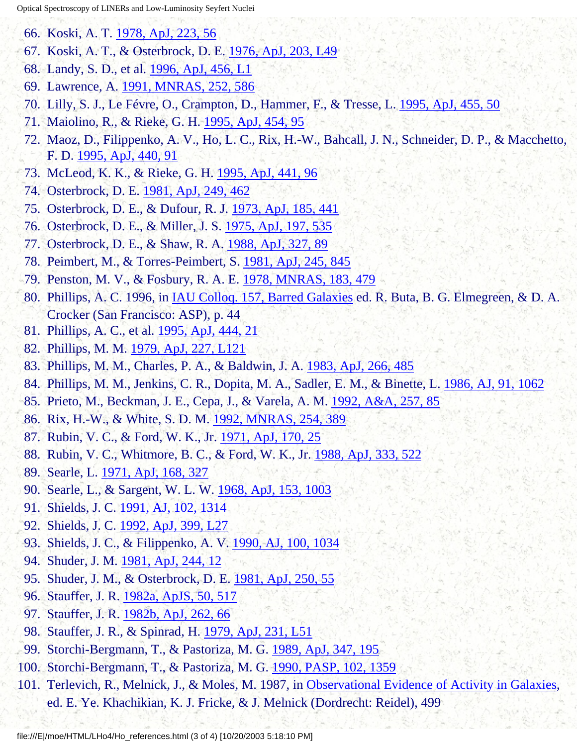66. Koski, A. T. 1978, ApJ, 223, 56
67. Koski, A. T., & Osterbrock, D. E. 1976, ApJ, 203, L49
68. Landy, S. D., et al. 1996, ApJ, 456, L1
69. Lawrence, A. 1991, MNRAS, 252, 586
70. Lilly, S. J., Le Févre, O., Crampton, D., Hammer, F., & Tresse, L. 1995, ApJ, 455, 50
71. Maiolino, R., & Rieke, G. H. 1995, ApJ, 454, 95
72. Maoz, D., Filippenko, A. V., Ho, L. C., Rix, H.-W., Bahcall, J. N., Schneider, D. P., & Macchetto, F. D. 1995, ApJ, 440, 91
73. McLeod, K. K., & Rieke, G. H. 1995, ApJ, 441, 96
74. Osterbrock, D. E. 1981, ApJ, 249, 462
75. Osterbrock, D. E., & Dufour, R. J. 1973, ApJ, 185, 441
76. Osterbrock, D. E., & Miller, J. S. 1975, ApJ, 197, 535
77. Osterbrock, D. E., & Shaw, R. A. 1988, ApJ, 327, 89
78. Peimbert, M., & Torres-Peimbert, S. 1981, ApJ, 245, 845
79. Penston, M. V., & Fosbury, R. A. E. 1978, MNRAS, 183, 479
80. Phillips, A. C. 1996, in IAU Colloq. 157, Barred Galaxies ed. R. Buta, B. G. Elmegreen, & D. A. Crocker (San Francisco: ASP), p. 44
81. Phillips, A. C., et al. 1995, ApJ, 444, 21
82. Phillips, M. M. 1979, ApJ, 227, L121
83. Phillips, M. M., Charles, P. A., & Baldwin, J. A. 1983, ApJ, 266, 485
84. Phillips, M. M., Jenkins, C. R., Dopita, M. A., Sadler, E. M., & Binette, L. 1986, AJ, 91, 1062
85. Prieto, M., Beckman, J. E., Cepa, J., & Varela, A. M. 1992, A&A, 257, 85
86. Rix, H.-W., & White, S. D. M. 1992, MNRAS, 254, 389
87. Rubin, V. C., & Ford, W. K., Jr. 1971, ApJ, 170, 25
88. Rubin, V. C., Whitmore, B. C., & Ford, W. K., Jr. 1988, ApJ, 333, 522
89. Searle, L. 1971, ApJ, 168, 327
90. Searle, L., & Sargent, W. L. W. 1968, ApJ, 153, 1003
91. Shields, J. C. 1991, AJ, 102, 1314
92. Shields, J. C. 1992, ApJ, 399, L27
93. Shields, J. C., & Filippenko, A. V. 1990, AJ, 100, 1034
94. Shuder, J. M. 1981, ApJ, 244, 12
95. Shuder, J. M., & Osterbrock, D. E. 1981, ApJ, 250, 55
96. Stauffer, J. R. 1982a, ApJS, 50, 517
97. Stauffer, J. R. 1982b, ApJ, 262, 66
98. Stauffer, J. R., & Spinrad, H. 1979, ApJ, 231, L51
99. Storchi-Bergmann, T., & Pastoriza, M. G. 1989, ApJ, 347, 195
100. Storchi-Bergmann, T., & Pastoriza, M. G. 1990, PASP, 102, 1359
101. Terlevich, R., Melnick, J., & Moles, M. 1987, in Observational Evidence of Activity in Galaxies, ed. E. Ye. Khachikian, K. J. Fricke, & J. Melnick (Dordrecht: Reidel), 499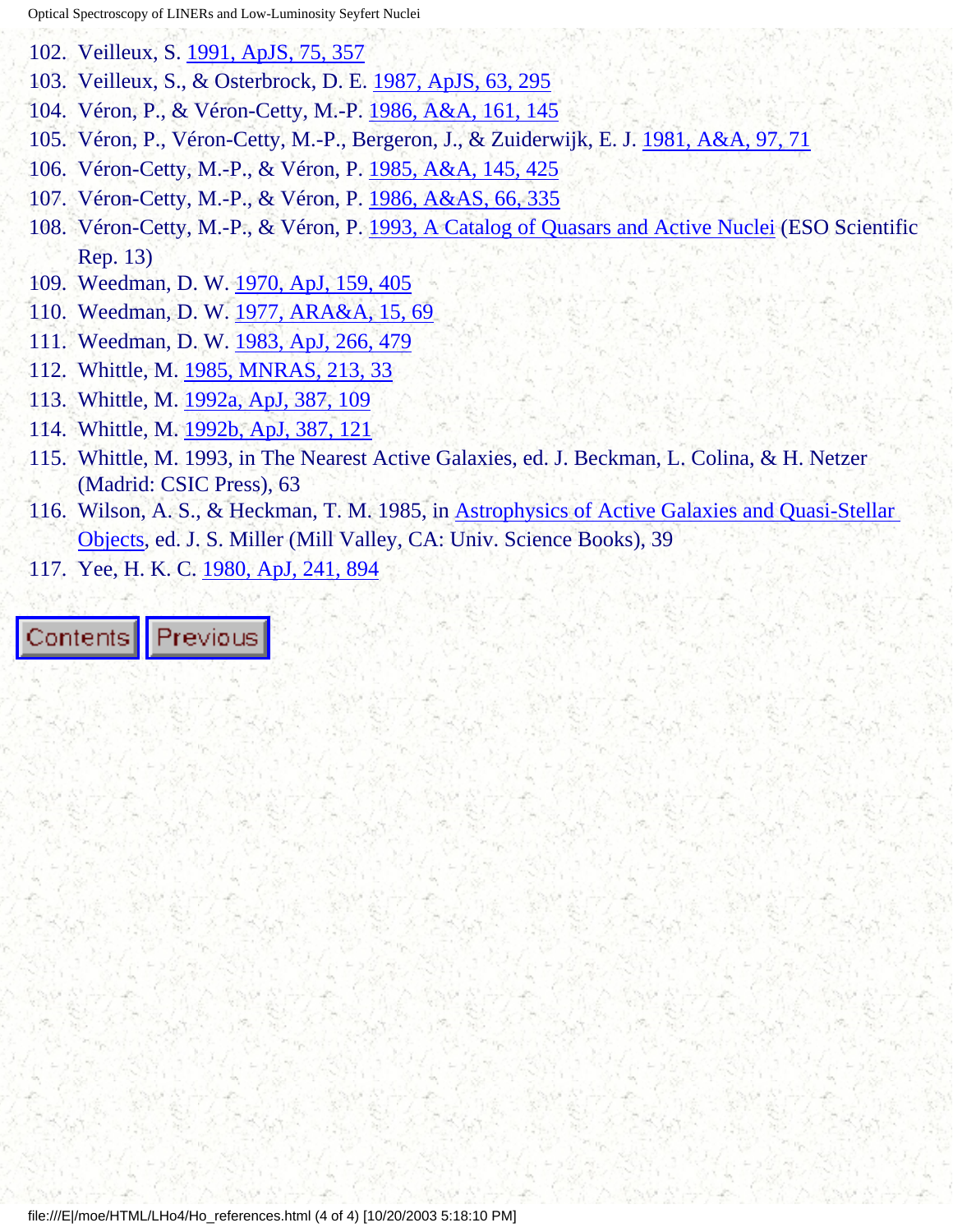102. Veilleux, S. 1991, ApJS, 75, 357
103. Veilleux, S., & Osterbrock, D. E. 1987, ApJS, 63, 295
104. Véron, P., & Véron-Cetty, M.-P. 1986, A&A, 161, 145
105. Véron, P., Véron-Cetty, M.-P., Bergeron, J., & Zuiderwijk, E. J. 1981, A&A, 97, 71
106. Véron-Cetty, M.-P., & Véron, P. 1985, A&A, 145, 425
107. Véron-Cetty, M.-P., & Véron, P. 1986, A&AS, 66, 335
108. Véron-Cetty, M.-P., & Véron, P. 1993, A Catalog of Quasars and Active Nuclei (ESO Scientific Rep. 13)
109. Weedman, D. W. 1970, ApJ, 159, 405
110. Weedman, D. W. 1977, ARA&A, 15, 69
111. Weedman, D. W. 1983, ApJ, 266, 479
112. Whittle, M. 1985, MNRAS, 213, 33
113. Whittle, M. 1992a, ApJ, 387, 109
114. Whittle, M. 1992b, ApJ, 387, 121
115. Whittle, M. 1993, in The Nearest Active Galaxies, ed. J. Beckman, L. Colina, & H. Netzer (Madrid: CSIC Press), 63
116. Wilson, A. S., & Heckman, T. M. 1985, in Astrophysics of Active Galaxies and Quasi-Stellar Objects, ed. J. S. Miller (Mill Valley, CA: Univ. Science Books), 39
117. Yee, H. K. C. 1980, ApJ, 241, 894

Contents Previous